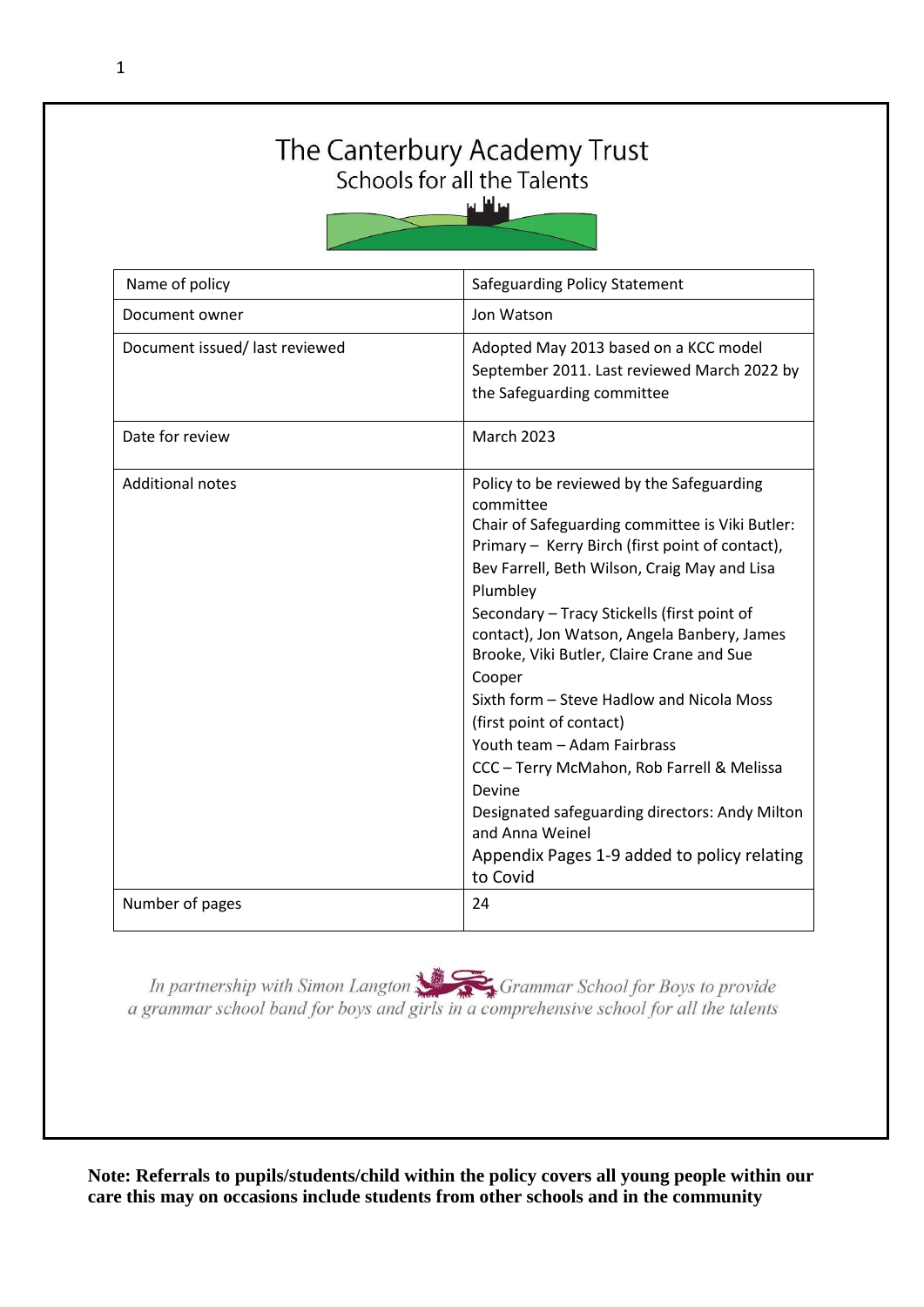# The Canterbury Academy Trust

## Schools for all the Talents

| Name of policy | Safeguarding Policy Statement |
|---|---|
| Document owner | Jon Watson |
| Document issued/ last reviewed | Adopted May 2013 based on a KCC model September 2011. Last reviewed March 2022 by the Safeguarding committee |
| Date for review | March 2023 |
| Additional notes | Policy to be reviewed by the Safeguarding committee<br>Chair of Safeguarding committee is Viki Butler:<br>Primary – Kerry Birch (first point of contact), Bev Farrell, Beth Wilson, Craig May and Lisa Plumbley<br>Secondary – Tracy Stickells (first point of contact), Jon Watson, Angela Banbery, James Brooke, Viki Butler, Claire Crane and Sue Cooper<br>Sixth form – Steve Hadlow and Nicola Moss (first point of contact)<br>Youth team – Adam Fairbrass<br>CCC – Terry McMahon, Rob Farrell & Melissa Devine<br>Designated safeguarding directors: Andy Milton and Anna Weinel<br>Appendix Pages 1-9 added to policy relating to Covid |
| Number of pages | 24 |

*In partnership with Simon Langton Grammar School for Boys to provide a grammar school band for boys and girls in a comprehensive school for all the talents*

**Note: Referrals to pupils/students/child within the policy covers all young people within our care this may on occasions include students from other schools and in the community**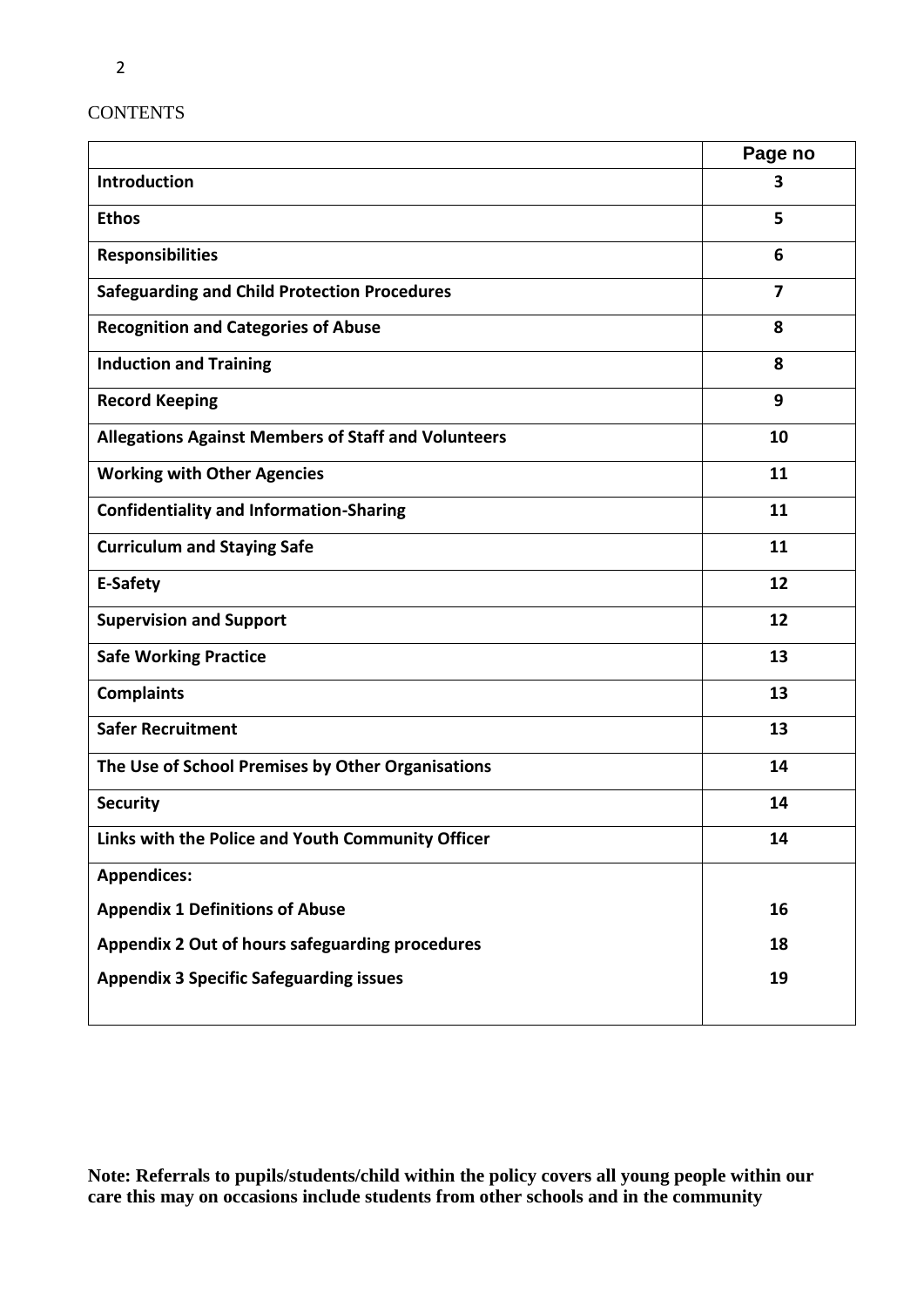CONTENTS

| | Page no |
|---|---|
| **Introduction** | **3** |
| **Ethos** | **5** |
| **Responsibilities** | **6** |
| **Safeguarding and Child Protection Procedures** | **7** |
| **Recognition and Categories of Abuse** | **8** |
| **Induction and Training** | **8** |
| **Record Keeping** | **9** |
| **Allegations Against Members of Staff and Volunteers** | **10** |
| **Working with Other Agencies** | **11** |
| **Confidentiality and Information-Sharing** | **11** |
| **Curriculum and Staying Safe** | **11** |
| **E-Safety** | **12** |
| **Supervision and Support** | **12** |
| **Safe Working Practice** | **13** |
| **Complaints** | **13** |
| **Safer Recruitment** | **13** |
| **The Use of School Premises by Other Organisations** | **14** |
| **Security** | **14** |
| **Links with the Police and Youth Community Officer** | **14** |
| **Appendices:** | |
| **Appendix 1 Definitions of Abuse** | **16** |
| **Appendix 2 Out of hours safeguarding procedures** | **18** |
| **Appendix 3 Specific Safeguarding issues** | **19** |

**Note: Referrals to pupils/students/child within the policy covers all young people within our care this may on occasions include students from other schools and in the community**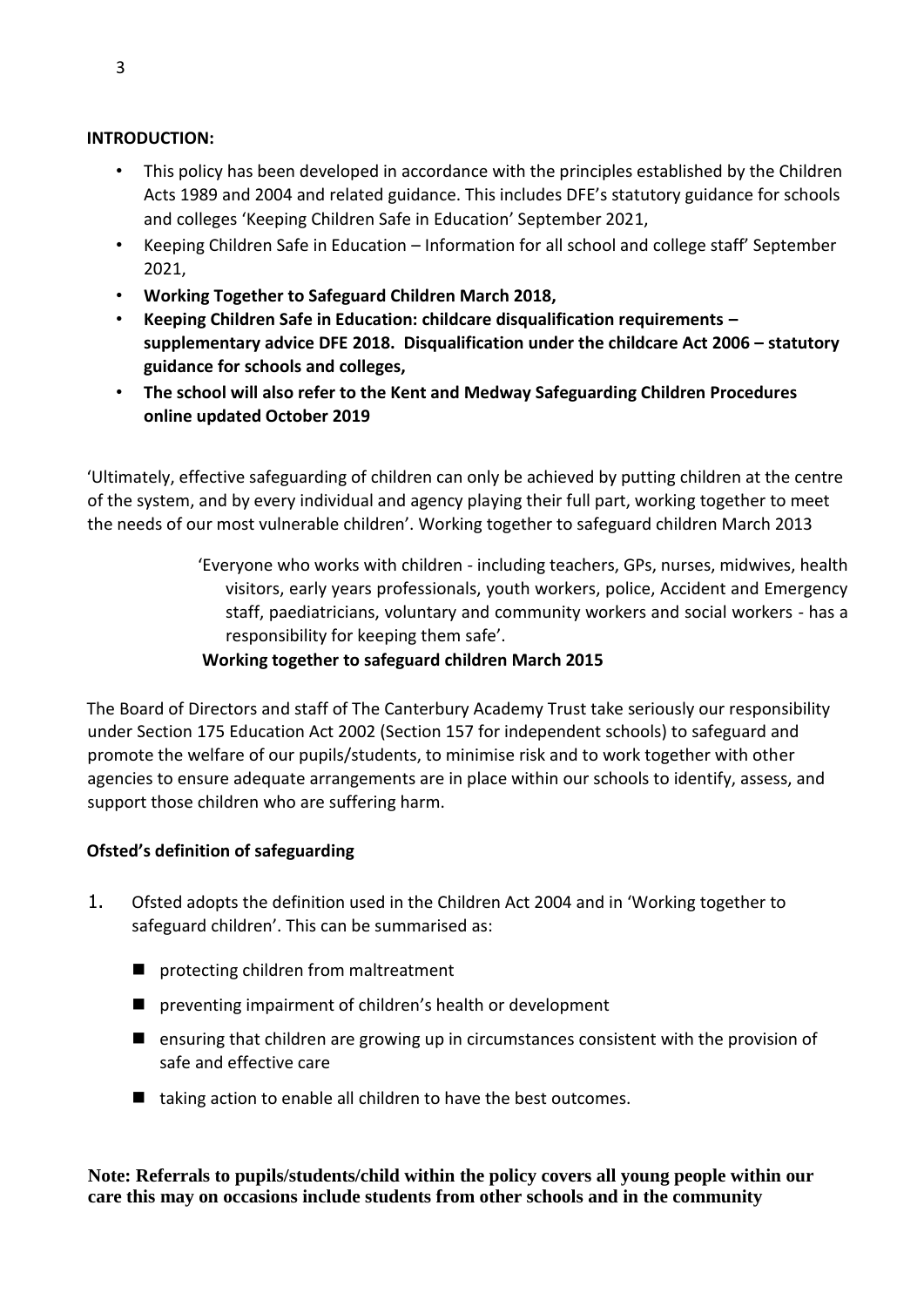**INTRODUCTION:**

- This policy has been developed in accordance with the principles established by the Children Acts 1989 and 2004 and related guidance. This includes DFE's statutory guidance for schools and colleges 'Keeping Children Safe in Education' September 2021,
- Keeping Children Safe in Education – Information for all school and college staff' September 2021,
- **Working Together to Safeguard Children March 2018,**
- **Keeping Children Safe in Education: childcare disqualification requirements – supplementary advice DFE 2018. Disqualification under the childcare Act 2006 – statutory guidance for schools and colleges,**
- **The school will also refer to the Kent and Medway Safeguarding Children Procedures online updated October 2019**

'Ultimately, effective safeguarding of children can only be achieved by putting children at the centre of the system, and by every individual and agency playing their full part, working together to meet the needs of our most vulnerable children'. Working together to safeguard children March 2013

> 'Everyone who works with children - including teachers, GPs, nurses, midwives, health visitors, early years professionals, youth workers, police, Accident and Emergency staff, paediatricians, voluntary and community workers and social workers - has a responsibility for keeping them safe'.
>
> **Working together to safeguard children March 2015**

The Board of Directors and staff of The Canterbury Academy Trust take seriously our responsibility under Section 175 Education Act 2002 (Section 157 for independent schools) to safeguard and promote the welfare of our pupils/students, to minimise risk and to work together with other agencies to ensure adequate arrangements are in place within our schools to identify, assess, and support those children who are suffering harm.

**Ofsted's definition of safeguarding**

1. Ofsted adopts the definition used in the Children Act 2004 and in 'Working together to safeguard children'. This can be summarised as:
   - protecting children from maltreatment
   - preventing impairment of children's health or development
   - ensuring that children are growing up in circumstances consistent with the provision of safe and effective care
   - taking action to enable all children to have the best outcomes.

**Note: Referrals to pupils/students/child within the policy covers all young people within our care this may on occasions include students from other schools and in the community**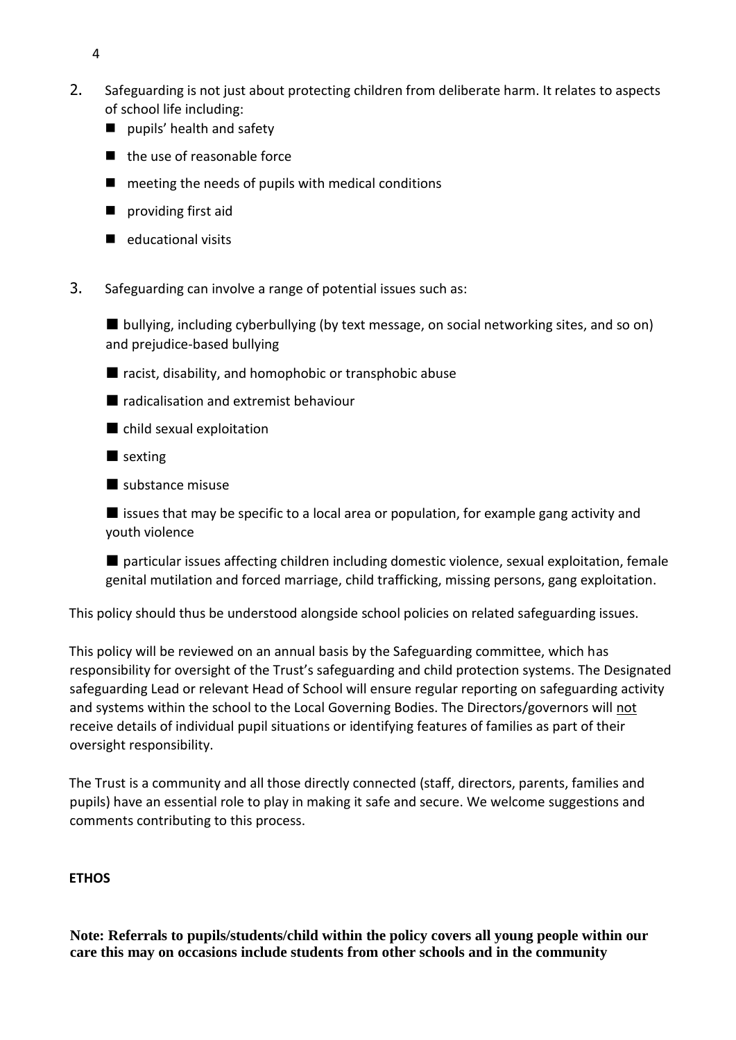2. Safeguarding is not just about protecting children from deliberate harm. It relates to aspects of school life including:
   - pupils' health and safety
   - the use of reasonable force
   - meeting the needs of pupils with medical conditions
   - providing first aid
   - educational visits

3. Safeguarding can involve a range of potential issues such as:
   - bullying, including cyberbullying (by text message, on social networking sites, and so on) and prejudice-based bullying
   - racist, disability, and homophobic or transphobic abuse
   - radicalisation and extremist behaviour
   - child sexual exploitation
   - sexting
   - substance misuse
   - issues that may be specific to a local area or population, for example gang activity and youth violence
   - particular issues affecting children including domestic violence, sexual exploitation, female genital mutilation and forced marriage, child trafficking, missing persons, gang exploitation.

This policy should thus be understood alongside school policies on related safeguarding issues.

This policy will be reviewed on an annual basis by the Safeguarding committee, which has responsibility for oversight of the Trust's safeguarding and child protection systems. The Designated safeguarding Lead or relevant Head of School will ensure regular reporting on safeguarding activity and systems within the school to the Local Governing Bodies. The Directors/governors will <u>not</u> receive details of individual pupil situations or identifying features of families as part of their oversight responsibility.

The Trust is a community and all those directly connected (staff, directors, parents, families and pupils) have an essential role to play in making it safe and secure. We welcome suggestions and comments contributing to this process.

**ETHOS**

**Note: Referrals to pupils/students/child within the policy covers all young people within our care this may on occasions include students from other schools and in the community**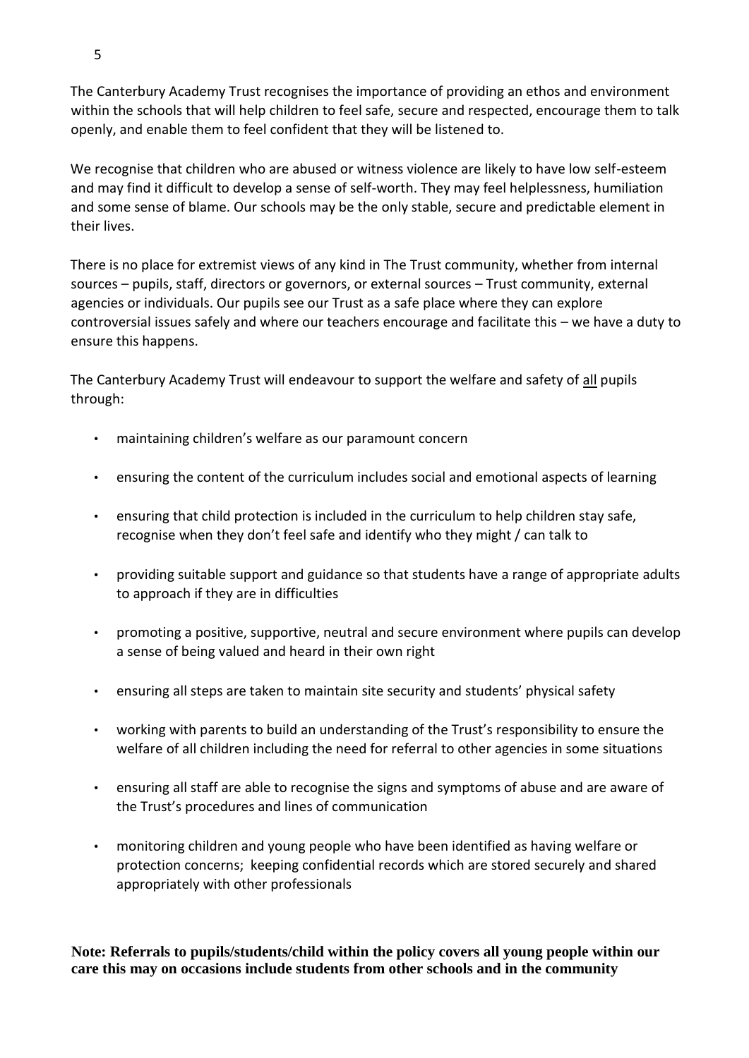The Canterbury Academy Trust recognises the importance of providing an ethos and environment within the schools that will help children to feel safe, secure and respected, encourage them to talk openly, and enable them to feel confident that they will be listened to.

We recognise that children who are abused or witness violence are likely to have low self-esteem and may find it difficult to develop a sense of self-worth. They may feel helplessness, humiliation and some sense of blame. Our schools may be the only stable, secure and predictable element in their lives.

There is no place for extremist views of any kind in The Trust community, whether from internal sources – pupils, staff, directors or governors, or external sources – Trust community, external agencies or individuals. Our pupils see our Trust as a safe place where they can explore controversial issues safely and where our teachers encourage and facilitate this – we have a duty to ensure this happens.

The Canterbury Academy Trust will endeavour to support the welfare and safety of <u>all</u> pupils through:

- maintaining children's welfare as our paramount concern
- ensuring the content of the curriculum includes social and emotional aspects of learning
- ensuring that child protection is included in the curriculum to help children stay safe, recognise when they don't feel safe and identify who they might / can talk to
- providing suitable support and guidance so that students have a range of appropriate adults to approach if they are in difficulties
- promoting a positive, supportive, neutral and secure environment where pupils can develop a sense of being valued and heard in their own right
- ensuring all steps are taken to maintain site security and students' physical safety
- working with parents to build an understanding of the Trust's responsibility to ensure the welfare of all children including the need for referral to other agencies in some situations
- ensuring all staff are able to recognise the signs and symptoms of abuse and are aware of the Trust's procedures and lines of communication
- monitoring children and young people who have been identified as having welfare or protection concerns; keeping confidential records which are stored securely and shared appropriately with other professionals

**Note: Referrals to pupils/students/child within the policy covers all young people within our care this may on occasions include students from other schools and in the community**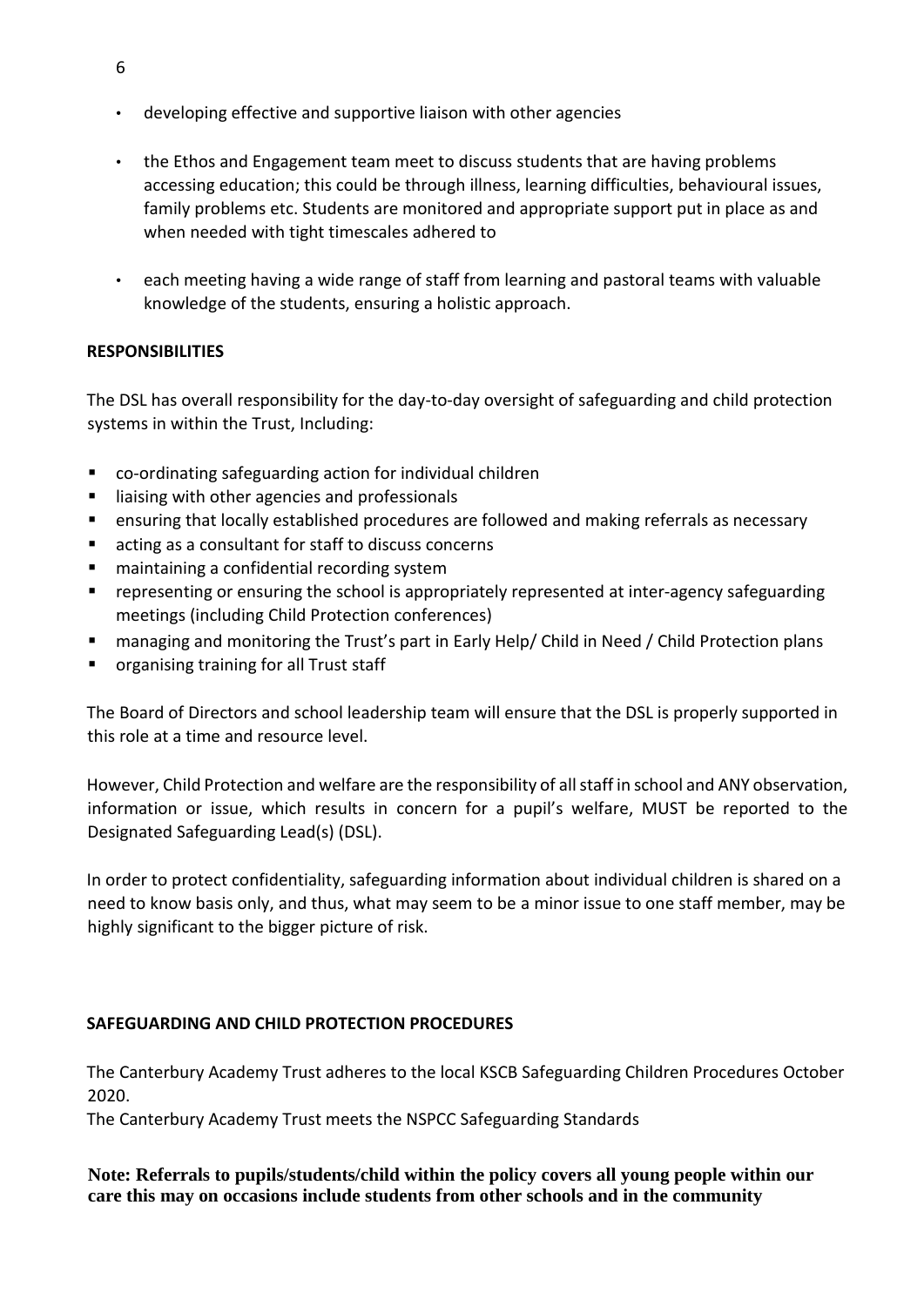- developing effective and supportive liaison with other agencies

- the Ethos and Engagement team meet to discuss students that are having problems accessing education; this could be through illness, learning difficulties, behavioural issues, family problems etc. Students are monitored and appropriate support put in place as and when needed with tight timescales adhered to

- each meeting having a wide range of staff from learning and pastoral teams with valuable knowledge of the students, ensuring a holistic approach.

**RESPONSIBILITIES**

The DSL has overall responsibility for the day-to-day oversight of safeguarding and child protection systems in within the Trust, Including:

- co-ordinating safeguarding action for individual children
- liaising with other agencies and professionals
- ensuring that locally established procedures are followed and making referrals as necessary
- acting as a consultant for staff to discuss concerns
- maintaining a confidential recording system
- representing or ensuring the school is appropriately represented at inter-agency safeguarding meetings (including Child Protection conferences)
- managing and monitoring the Trust's part in Early Help/ Child in Need / Child Protection plans
- organising training for all Trust staff

The Board of Directors and school leadership team will ensure that the DSL is properly supported in this role at a time and resource level.

However, Child Protection and welfare are the responsibility of all staff in school and ANY observation, information or issue, which results in concern for a pupil's welfare, MUST be reported to the Designated Safeguarding Lead(s) (DSL).

In order to protect confidentiality, safeguarding information about individual children is shared on a need to know basis only, and thus, what may seem to be a minor issue to one staff member, may be highly significant to the bigger picture of risk.

**SAFEGUARDING AND CHILD PROTECTION PROCEDURES**

The Canterbury Academy Trust adheres to the local KSCB Safeguarding Children Procedures October 2020.

The Canterbury Academy Trust meets the NSPCC Safeguarding Standards

**Note: Referrals to pupils/students/child within the policy covers all young people within our care this may on occasions include students from other schools and in the community**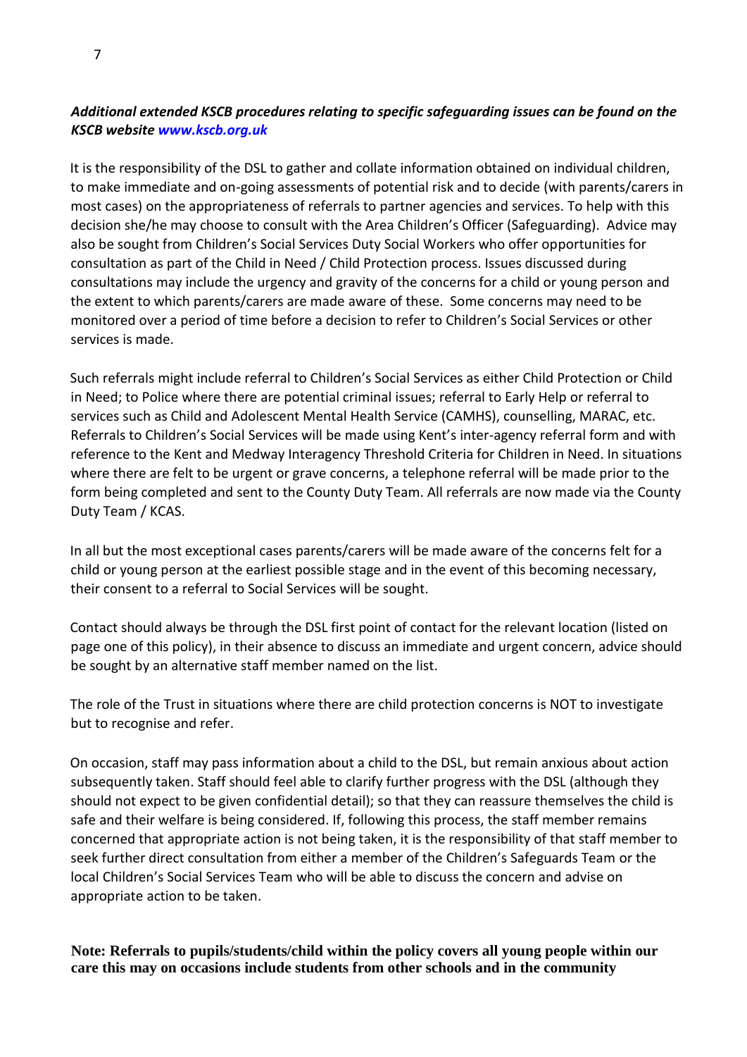***Additional extended KSCB procedures relating to specific safeguarding issues can be found on the KSCB website www.kscb.org.uk***

It is the responsibility of the DSL to gather and collate information obtained on individual children, to make immediate and on-going assessments of potential risk and to decide (with parents/carers in most cases) on the appropriateness of referrals to partner agencies and services. To help with this decision she/he may choose to consult with the Area Children's Officer (Safeguarding). Advice may also be sought from Children's Social Services Duty Social Workers who offer opportunities for consultation as part of the Child in Need / Child Protection process. Issues discussed during consultations may include the urgency and gravity of the concerns for a child or young person and the extent to which parents/carers are made aware of these. Some concerns may need to be monitored over a period of time before a decision to refer to Children's Social Services or other services is made.

Such referrals might include referral to Children's Social Services as either Child Protection or Child in Need; to Police where there are potential criminal issues; referral to Early Help or referral to services such as Child and Adolescent Mental Health Service (CAMHS), counselling, MARAC, etc. Referrals to Children's Social Services will be made using Kent's inter-agency referral form and with reference to the Kent and Medway Interagency Threshold Criteria for Children in Need. In situations where there are felt to be urgent or grave concerns, a telephone referral will be made prior to the form being completed and sent to the County Duty Team. All referrals are now made via the County Duty Team / KCAS.

In all but the most exceptional cases parents/carers will be made aware of the concerns felt for a child or young person at the earliest possible stage and in the event of this becoming necessary, their consent to a referral to Social Services will be sought.

Contact should always be through the DSL first point of contact for the relevant location (listed on page one of this policy), in their absence to discuss an immediate and urgent concern, advice should be sought by an alternative staff member named on the list.

The role of the Trust in situations where there are child protection concerns is NOT to investigate but to recognise and refer.

On occasion, staff may pass information about a child to the DSL, but remain anxious about action subsequently taken. Staff should feel able to clarify further progress with the DSL (although they should not expect to be given confidential detail); so that they can reassure themselves the child is safe and their welfare is being considered. If, following this process, the staff member remains concerned that appropriate action is not being taken, it is the responsibility of that staff member to seek further direct consultation from either a member of the Children's Safeguards Team or the local Children's Social Services Team who will be able to discuss the concern and advise on appropriate action to be taken.

**Note: Referrals to pupils/students/child within the policy covers all young people within our care this may on occasions include students from other schools and in the community**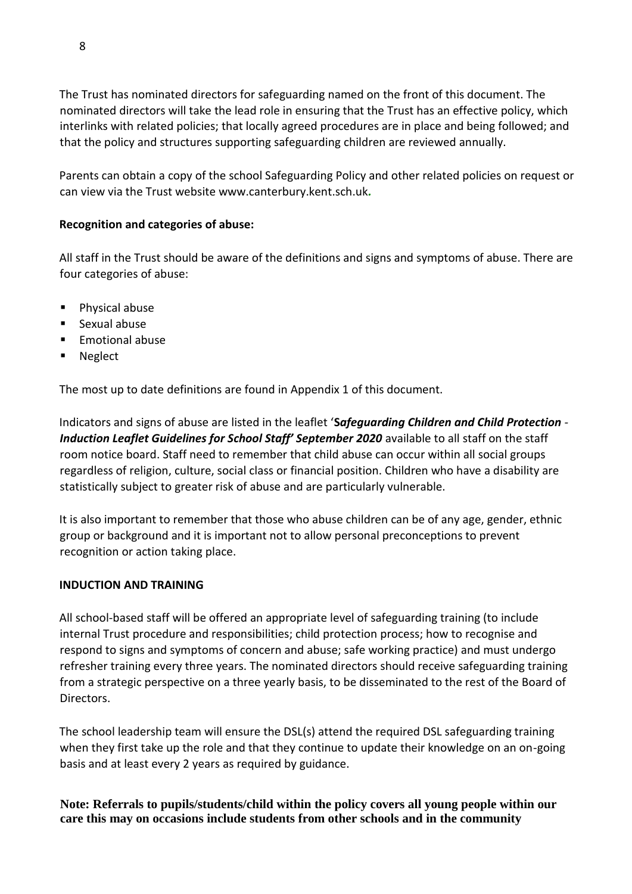The Trust has nominated directors for safeguarding named on the front of this document. The nominated directors will take the lead role in ensuring that the Trust has an effective policy, which interlinks with related policies; that locally agreed procedures are in place and being followed; and that the policy and structures supporting safeguarding children are reviewed annually.

Parents can obtain a copy of the school Safeguarding Policy and other related policies on request or can view via the Trust website www.canterbury.kent.sch.uk.

**Recognition and categories of abuse:**

All staff in the Trust should be aware of the definitions and signs and symptoms of abuse. There are four categories of abuse:

- Physical abuse
- Sexual abuse
- Emotional abuse
- Neglect

The most up to date definitions are found in Appendix 1 of this document.

Indicators and signs of abuse are listed in the leaflet '***Safeguarding Children and Child Protection** - **Induction Leaflet Guidelines for School Staff' September 2020*** available to all staff on the staff room notice board. Staff need to remember that child abuse can occur within all social groups regardless of religion, culture, social class or financial position. Children who have a disability are statistically subject to greater risk of abuse and are particularly vulnerable.

It is also important to remember that those who abuse children can be of any age, gender, ethnic group or background and it is important not to allow personal preconceptions to prevent recognition or action taking place.

**INDUCTION AND TRAINING**

All school-based staff will be offered an appropriate level of safeguarding training (to include internal Trust procedure and responsibilities; child protection process; how to recognise and respond to signs and symptoms of concern and abuse; safe working practice) and must undergo refresher training every three years. The nominated directors should receive safeguarding training from a strategic perspective on a three yearly basis, to be disseminated to the rest of the Board of Directors.

The school leadership team will ensure the DSL(s) attend the required DSL safeguarding training when they first take up the role and that they continue to update their knowledge on an on-going basis and at least every 2 years as required by guidance.

**Note: Referrals to pupils/students/child within the policy covers all young people within our care this may on occasions include students from other schools and in the community**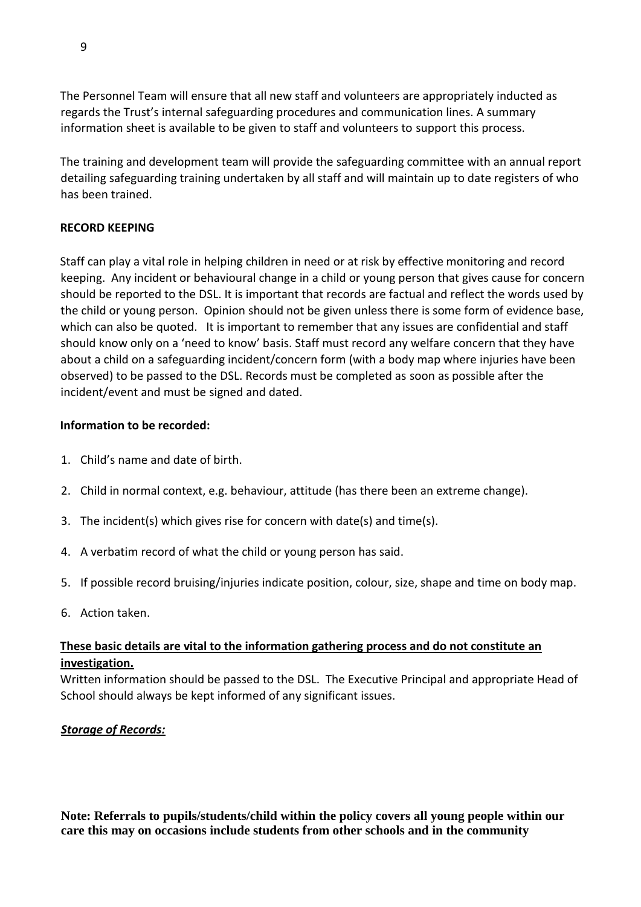The Personnel Team will ensure that all new staff and volunteers are appropriately inducted as regards the Trust's internal safeguarding procedures and communication lines. A summary information sheet is available to be given to staff and volunteers to support this process.

The training and development team will provide the safeguarding committee with an annual report detailing safeguarding training undertaken by all staff and will maintain up to date registers of who has been trained.

**RECORD KEEPING**

Staff can play a vital role in helping children in need or at risk by effective monitoring and record keeping. Any incident or behavioural change in a child or young person that gives cause for concern should be reported to the DSL. It is important that records are factual and reflect the words used by the child or young person. Opinion should not be given unless there is some form of evidence base, which can also be quoted. It is important to remember that any issues are confidential and staff should know only on a 'need to know' basis. Staff must record any welfare concern that they have about a child on a safeguarding incident/concern form (with a body map where injuries have been observed) to be passed to the DSL. Records must be completed as soon as possible after the incident/event and must be signed and dated.

**Information to be recorded:**

1. Child's name and date of birth.
2. Child in normal context, e.g. behaviour, attitude (has there been an extreme change).
3. The incident(s) which gives rise for concern with date(s) and time(s).
4. A verbatim record of what the child or young person has said.
5. If possible record bruising/injuries indicate position, colour, size, shape and time on body map.
6. Action taken.

**These basic details are vital to the information gathering process and do not constitute an investigation.**

Written information should be passed to the DSL. The Executive Principal and appropriate Head of School should always be kept informed of any significant issues.

***Storage of Records:***

**Note: Referrals to pupils/students/child within the policy covers all young people within our care this may on occasions include students from other schools and in the community**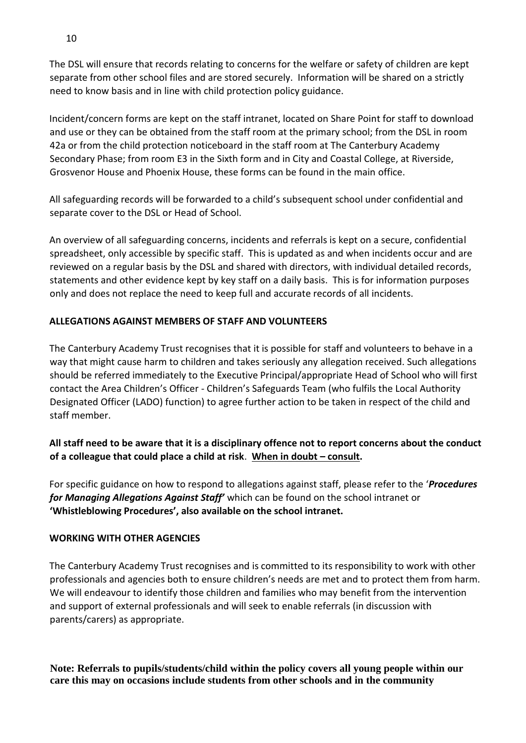The DSL will ensure that records relating to concerns for the welfare or safety of children are kept separate from other school files and are stored securely. Information will be shared on a strictly need to know basis and in line with child protection policy guidance.

Incident/concern forms are kept on the staff intranet, located on Share Point for staff to download and use or they can be obtained from the staff room at the primary school; from the DSL in room 42a or from the child protection noticeboard in the staff room at The Canterbury Academy Secondary Phase; from room E3 in the Sixth form and in City and Coastal College, at Riverside, Grosvenor House and Phoenix House, these forms can be found in the main office.

All safeguarding records will be forwarded to a child's subsequent school under confidential and separate cover to the DSL or Head of School.

An overview of all safeguarding concerns, incidents and referrals is kept on a secure, confidential spreadsheet, only accessible by specific staff. This is updated as and when incidents occur and are reviewed on a regular basis by the DSL and shared with directors, with individual detailed records, statements and other evidence kept by key staff on a daily basis. This is for information purposes only and does not replace the need to keep full and accurate records of all incidents.

**ALLEGATIONS AGAINST MEMBERS OF STAFF AND VOLUNTEERS**

The Canterbury Academy Trust recognises that it is possible for staff and volunteers to behave in a way that might cause harm to children and takes seriously any allegation received. Such allegations should be referred immediately to the Executive Principal/appropriate Head of School who will first contact the Area Children's Officer - Children's Safeguards Team (who fulfils the Local Authority Designated Officer (LADO) function) to agree further action to be taken in respect of the child and staff member.

**All staff need to be aware that it is a disciplinary offence not to report concerns about the conduct of a colleague that could place a child at risk. <u>When in doubt – consult</u>.**

For specific guidance on how to respond to allegations against staff, please refer to the '***Procedures for Managing Allegations Against Staff'*** which can be found on the school intranet or **'Whistleblowing Procedures', also available on the school intranet.**

**WORKING WITH OTHER AGENCIES**

The Canterbury Academy Trust recognises and is committed to its responsibility to work with other professionals and agencies both to ensure children's needs are met and to protect them from harm. We will endeavour to identify those children and families who may benefit from the intervention and support of external professionals and will seek to enable referrals (in discussion with parents/carers) as appropriate.

**Note: Referrals to pupils/students/child within the policy covers all young people within our care this may on occasions include students from other schools and in the community**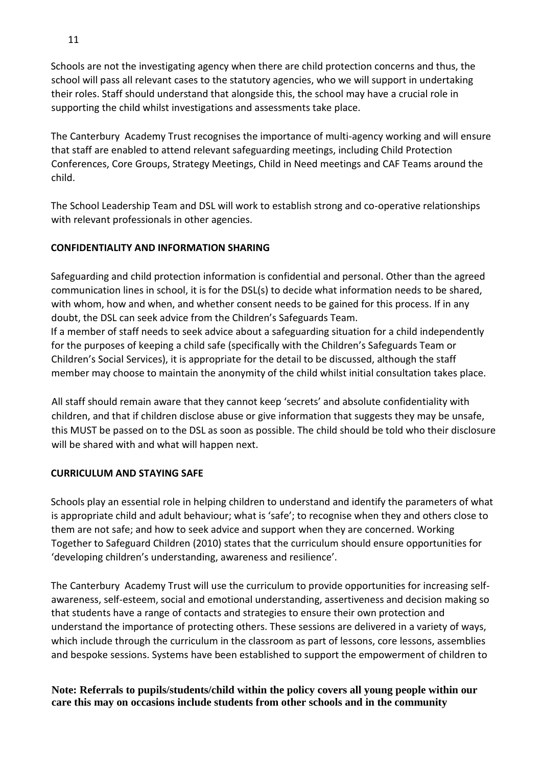Schools are not the investigating agency when there are child protection concerns and thus, the school will pass all relevant cases to the statutory agencies, who we will support in undertaking their roles. Staff should understand that alongside this, the school may have a crucial role in supporting the child whilst investigations and assessments take place.

The Canterbury Academy Trust recognises the importance of multi-agency working and will ensure that staff are enabled to attend relevant safeguarding meetings, including Child Protection Conferences, Core Groups, Strategy Meetings, Child in Need meetings and CAF Teams around the child.

The School Leadership Team and DSL will work to establish strong and co-operative relationships with relevant professionals in other agencies.

**CONFIDENTIALITY AND INFORMATION SHARING**

Safeguarding and child protection information is confidential and personal. Other than the agreed communication lines in school, it is for the DSL(s) to decide what information needs to be shared, with whom, how and when, and whether consent needs to be gained for this process. If in any doubt, the DSL can seek advice from the Children's Safeguards Team.
If a member of staff needs to seek advice about a safeguarding situation for a child independently for the purposes of keeping a child safe (specifically with the Children's Safeguards Team or Children's Social Services), it is appropriate for the detail to be discussed, although the staff member may choose to maintain the anonymity of the child whilst initial consultation takes place.

All staff should remain aware that they cannot keep 'secrets' and absolute confidentiality with children, and that if children disclose abuse or give information that suggests they may be unsafe, this MUST be passed on to the DSL as soon as possible. The child should be told who their disclosure will be shared with and what will happen next.

**CURRICULUM AND STAYING SAFE**

Schools play an essential role in helping children to understand and identify the parameters of what is appropriate child and adult behaviour; what is 'safe'; to recognise when they and others close to them are not safe; and how to seek advice and support when they are concerned. Working Together to Safeguard Children (2010) states that the curriculum should ensure opportunities for 'developing children's understanding, awareness and resilience'.

The Canterbury Academy Trust will use the curriculum to provide opportunities for increasing self-awareness, self-esteem, social and emotional understanding, assertiveness and decision making so that students have a range of contacts and strategies to ensure their own protection and understand the importance of protecting others. These sessions are delivered in a variety of ways, which include through the curriculum in the classroom as part of lessons, core lessons, assemblies and bespoke sessions. Systems have been established to support the empowerment of children to

**Note: Referrals to pupils/students/child within the policy covers all young people within our care this may on occasions include students from other schools and in the community**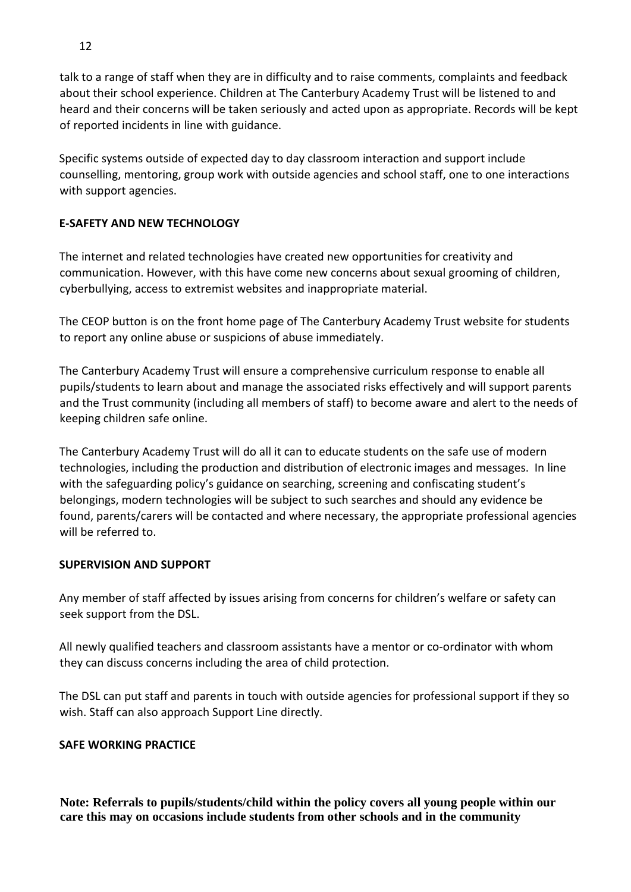talk to a range of staff when they are in difficulty and to raise comments, complaints and feedback about their school experience. Children at The Canterbury Academy Trust will be listened to and heard and their concerns will be taken seriously and acted upon as appropriate. Records will be kept of reported incidents in line with guidance.

Specific systems outside of expected day to day classroom interaction and support include counselling, mentoring, group work with outside agencies and school staff, one to one interactions with support agencies.

## E-SAFETY AND NEW TECHNOLOGY

The internet and related technologies have created new opportunities for creativity and communication. However, with this have come new concerns about sexual grooming of children, cyberbullying, access to extremist websites and inappropriate material.

The CEOP button is on the front home page of The Canterbury Academy Trust website for students to report any online abuse or suspicions of abuse immediately.

The Canterbury Academy Trust will ensure a comprehensive curriculum response to enable all pupils/students to learn about and manage the associated risks effectively and will support parents and the Trust community (including all members of staff) to become aware and alert to the needs of keeping children safe online.

The Canterbury Academy Trust will do all it can to educate students on the safe use of modern technologies, including the production and distribution of electronic images and messages. In line with the safeguarding policy's guidance on searching, screening and confiscating student's belongings, modern technologies will be subject to such searches and should any evidence be found, parents/carers will be contacted and where necessary, the appropriate professional agencies will be referred to.

## SUPERVISION AND SUPPORT

Any member of staff affected by issues arising from concerns for children's welfare or safety can seek support from the DSL.

All newly qualified teachers and classroom assistants have a mentor or co-ordinator with whom they can discuss concerns including the area of child protection.

The DSL can put staff and parents in touch with outside agencies for professional support if they so wish. Staff can also approach Support Line directly.

## SAFE WORKING PRACTICE

**Note: Referrals to pupils/students/child within the policy covers all young people within our care this may on occasions include students from other schools and in the community**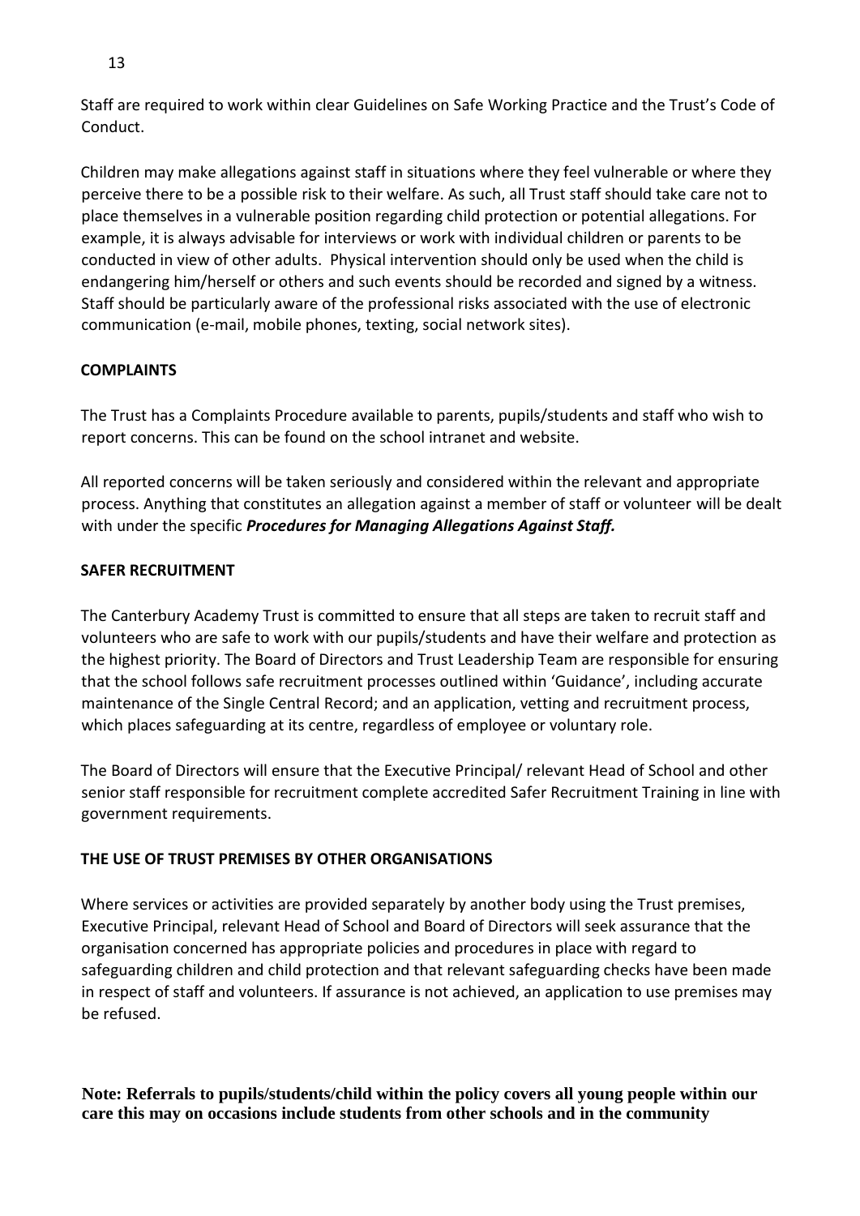Staff are required to work within clear Guidelines on Safe Working Practice and the Trust's Code of Conduct.

Children may make allegations against staff in situations where they feel vulnerable or where they perceive there to be a possible risk to their welfare. As such, all Trust staff should take care not to place themselves in a vulnerable position regarding child protection or potential allegations. For example, it is always advisable for interviews or work with individual children or parents to be conducted in view of other adults. Physical intervention should only be used when the child is endangering him/herself or others and such events should be recorded and signed by a witness. Staff should be particularly aware of the professional risks associated with the use of electronic communication (e-mail, mobile phones, texting, social network sites).

**COMPLAINTS**

The Trust has a Complaints Procedure available to parents, pupils/students and staff who wish to report concerns. This can be found on the school intranet and website.

All reported concerns will be taken seriously and considered within the relevant and appropriate process. Anything that constitutes an allegation against a member of staff or volunteer will be dealt with under the specific ***Procedures for Managing Allegations Against Staff.***

**SAFER RECRUITMENT**

The Canterbury Academy Trust is committed to ensure that all steps are taken to recruit staff and volunteers who are safe to work with our pupils/students and have their welfare and protection as the highest priority. The Board of Directors and Trust Leadership Team are responsible for ensuring that the school follows safe recruitment processes outlined within 'Guidance', including accurate maintenance of the Single Central Record; and an application, vetting and recruitment process, which places safeguarding at its centre, regardless of employee or voluntary role.

The Board of Directors will ensure that the Executive Principal/ relevant Head of School and other senior staff responsible for recruitment complete accredited Safer Recruitment Training in line with government requirements.

**THE USE OF TRUST PREMISES BY OTHER ORGANISATIONS**

Where services or activities are provided separately by another body using the Trust premises, Executive Principal, relevant Head of School and Board of Directors will seek assurance that the organisation concerned has appropriate policies and procedures in place with regard to safeguarding children and child protection and that relevant safeguarding checks have been made in respect of staff and volunteers. If assurance is not achieved, an application to use premises may be refused.

**Note: Referrals to pupils/students/child within the policy covers all young people within our care this may on occasions include students from other schools and in the community**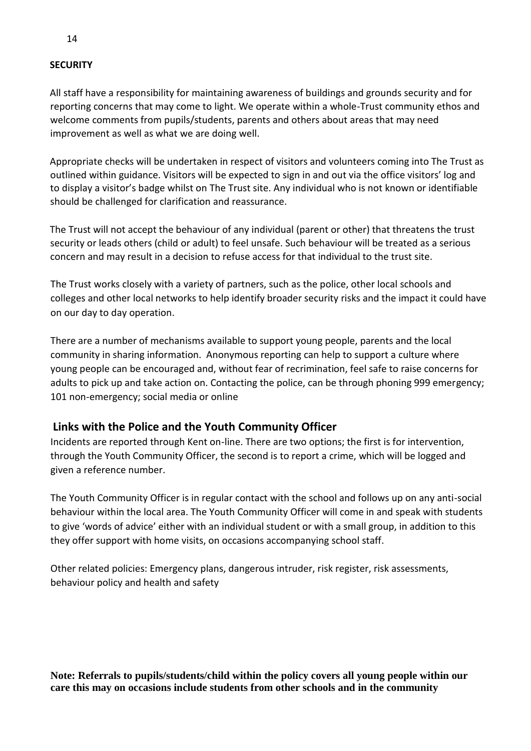**SECURITY**

All staff have a responsibility for maintaining awareness of buildings and grounds security and for reporting concerns that may come to light. We operate within a whole-Trust community ethos and welcome comments from pupils/students, parents and others about areas that may need improvement as well as what we are doing well.

Appropriate checks will be undertaken in respect of visitors and volunteers coming into The Trust as outlined within guidance. Visitors will be expected to sign in and out via the office visitors' log and to display a visitor's badge whilst on The Trust site. Any individual who is not known or identifiable should be challenged for clarification and reassurance.

The Trust will not accept the behaviour of any individual (parent or other) that threatens the trust security or leads others (child or adult) to feel unsafe. Such behaviour will be treated as a serious concern and may result in a decision to refuse access for that individual to the trust site.

The Trust works closely with a variety of partners, such as the police, other local schools and colleges and other local networks to help identify broader security risks and the impact it could have on our day to day operation.

There are a number of mechanisms available to support young people, parents and the local community in sharing information. Anonymous reporting can help to support a culture where young people can be encouraged and, without fear of recrimination, feel safe to raise concerns for adults to pick up and take action on. Contacting the police, can be through phoning 999 emergency; 101 non-emergency; social media or online

## Links with the Police and the Youth Community Officer

Incidents are reported through Kent on-line. There are two options; the first is for intervention, through the Youth Community Officer, the second is to report a crime, which will be logged and given a reference number.

The Youth Community Officer is in regular contact with the school and follows up on any anti-social behaviour within the local area. The Youth Community Officer will come in and speak with students to give 'words of advice' either with an individual student or with a small group, in addition to this they offer support with home visits, on occasions accompanying school staff.

Other related policies: Emergency plans, dangerous intruder, risk register, risk assessments, behaviour policy and health and safety

**Note: Referrals to pupils/students/child within the policy covers all young people within our care this may on occasions include students from other schools and in the community**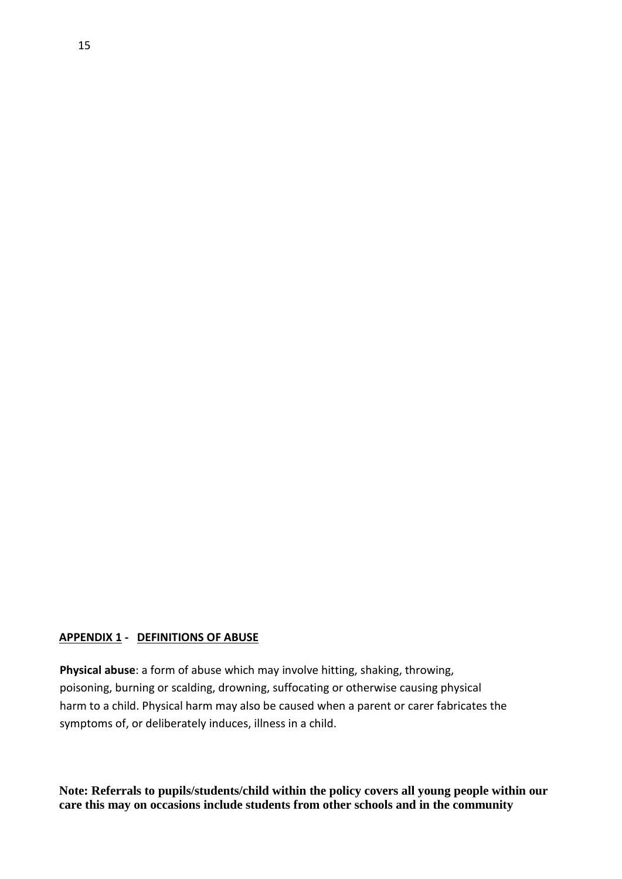## APPENDIX 1 - DEFINITIONS OF ABUSE

**Physical abuse**: a form of abuse which may involve hitting, shaking, throwing, poisoning, burning or scalding, drowning, suffocating or otherwise causing physical harm to a child. Physical harm may also be caused when a parent or carer fabricates the symptoms of, or deliberately induces, illness in a child.

**Note: Referrals to pupils/students/child within the policy covers all young people within our care this may on occasions include students from other schools and in the community**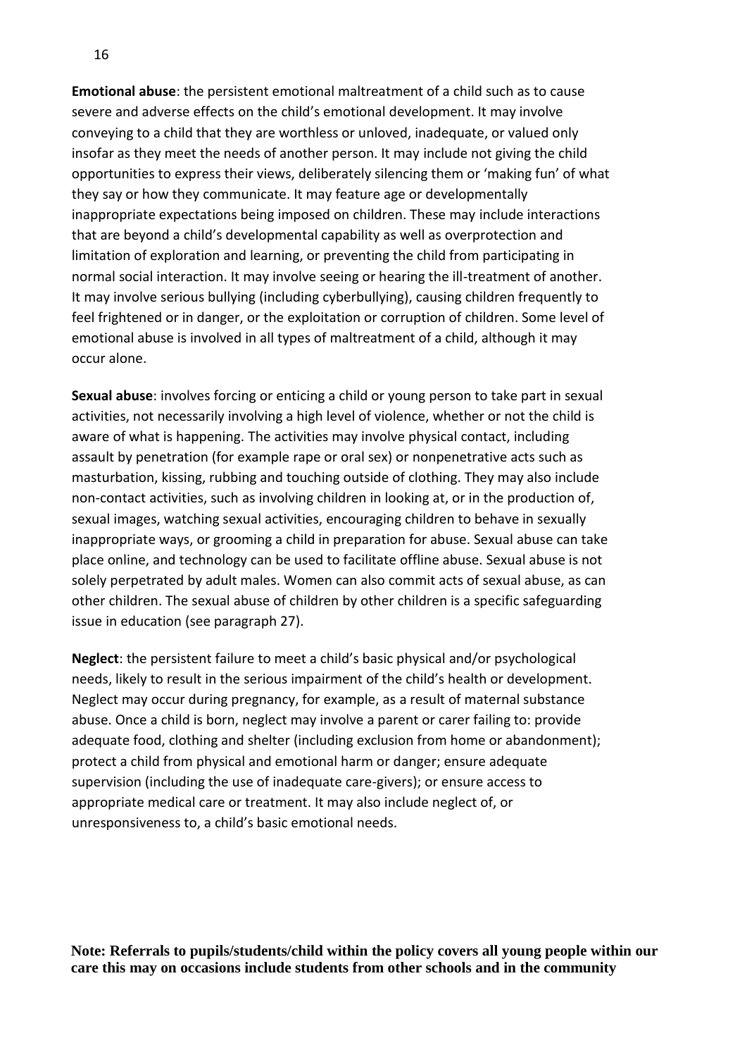**Emotional abuse**: the persistent emotional maltreatment of a child such as to cause severe and adverse effects on the child's emotional development. It may involve conveying to a child that they are worthless or unloved, inadequate, or valued only insofar as they meet the needs of another person. It may include not giving the child opportunities to express their views, deliberately silencing them or 'making fun' of what they say or how they communicate. It may feature age or developmentally inappropriate expectations being imposed on children. These may include interactions that are beyond a child's developmental capability as well as overprotection and limitation of exploration and learning, or preventing the child from participating in normal social interaction. It may involve seeing or hearing the ill-treatment of another. It may involve serious bullying (including cyberbullying), causing children frequently to feel frightened or in danger, or the exploitation or corruption of children. Some level of emotional abuse is involved in all types of maltreatment of a child, although it may occur alone.

**Sexual abuse**: involves forcing or enticing a child or young person to take part in sexual activities, not necessarily involving a high level of violence, whether or not the child is aware of what is happening. The activities may involve physical contact, including assault by penetration (for example rape or oral sex) or nonpenetrative acts such as masturbation, kissing, rubbing and touching outside of clothing. They may also include non-contact activities, such as involving children in looking at, or in the production of, sexual images, watching sexual activities, encouraging children to behave in sexually inappropriate ways, or grooming a child in preparation for abuse. Sexual abuse can take place online, and technology can be used to facilitate offline abuse. Sexual abuse is not solely perpetrated by adult males. Women can also commit acts of sexual abuse, as can other children. The sexual abuse of children by other children is a specific safeguarding issue in education (see paragraph 27).

**Neglect**: the persistent failure to meet a child's basic physical and/or psychological needs, likely to result in the serious impairment of the child's health or development. Neglect may occur during pregnancy, for example, as a result of maternal substance abuse. Once a child is born, neglect may involve a parent or carer failing to: provide adequate food, clothing and shelter (including exclusion from home or abandonment); protect a child from physical and emotional harm or danger; ensure adequate supervision (including the use of inadequate care-givers); or ensure access to appropriate medical care or treatment. It may also include neglect of, or unresponsiveness to, a child's basic emotional needs.

**Note: Referrals to pupils/students/child within the policy covers all young people within our care this may on occasions include students from other schools and in the community**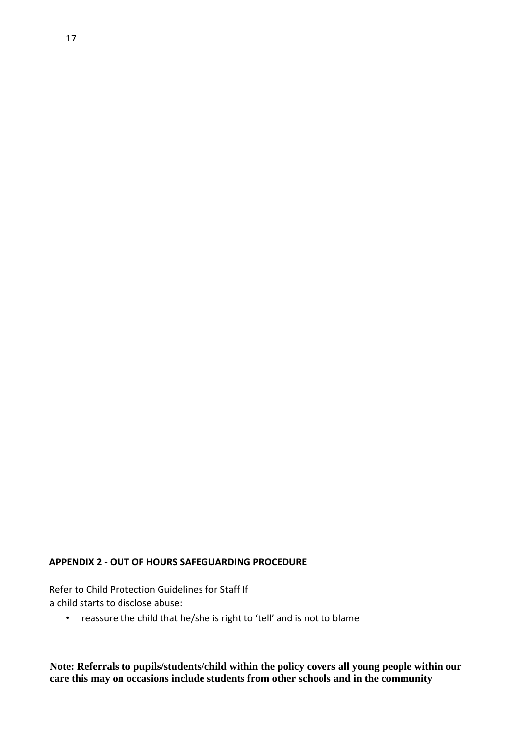**APPENDIX 2 - OUT OF HOURS SAFEGUARDING PROCEDURE**

Refer to Child Protection Guidelines for Staff If
a child starts to disclose abuse:

- reassure the child that he/she is right to 'tell' and is not to blame

**Note: Referrals to pupils/students/child within the policy covers all young people within our care this may on occasions include students from other schools and in the community**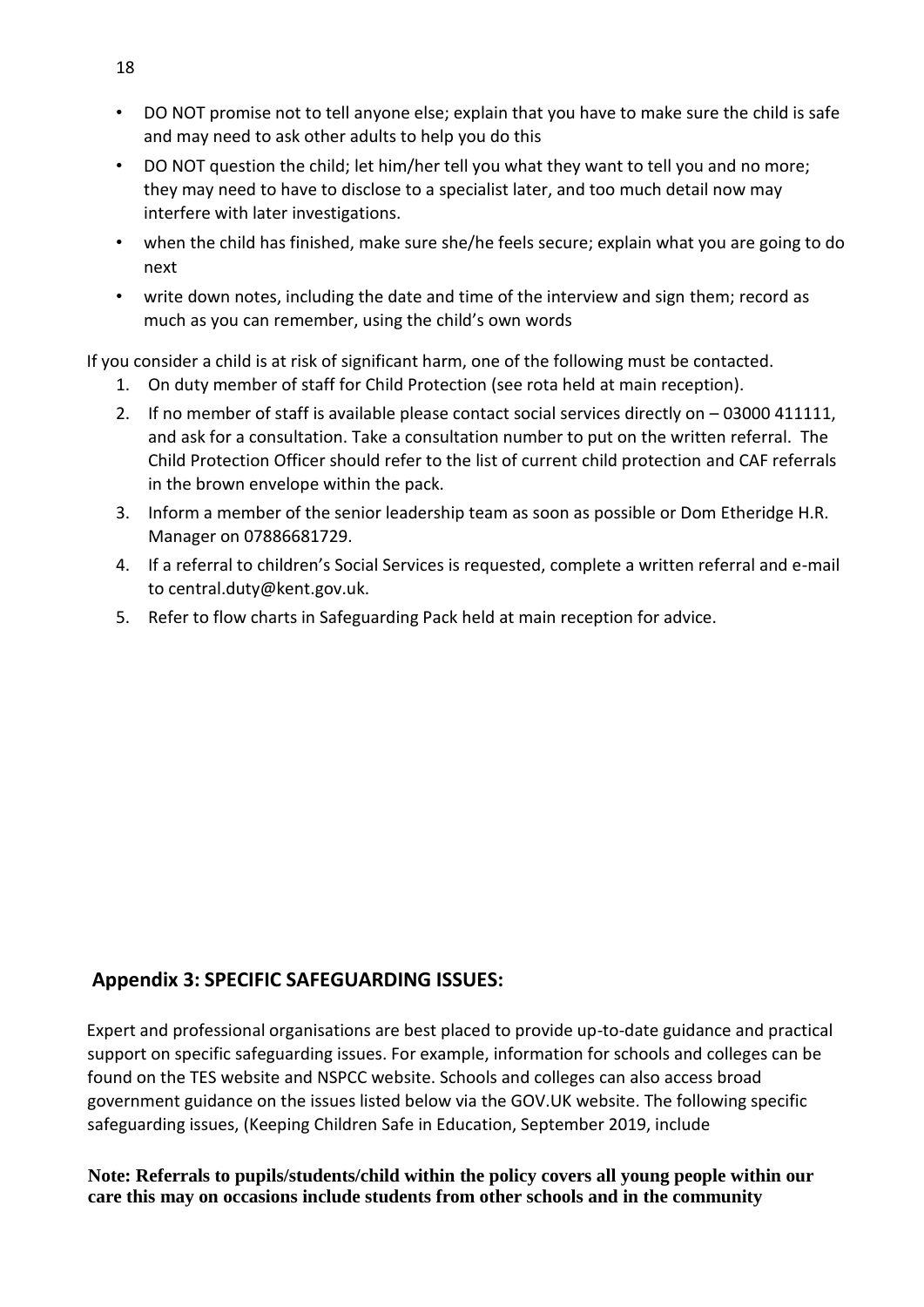- DO NOT promise not to tell anyone else; explain that you have to make sure the child is safe and may need to ask other adults to help you do this
- DO NOT question the child; let him/her tell you what they want to tell you and no more; they may need to have to disclose to a specialist later, and too much detail now may interfere with later investigations.
- when the child has finished, make sure she/he feels secure; explain what you are going to do next
- write down notes, including the date and time of the interview and sign them; record as much as you can remember, using the child's own words

If you consider a child is at risk of significant harm, one of the following must be contacted.

1. On duty member of staff for Child Protection (see rota held at main reception).
2. If no member of staff is available please contact social services directly on – 03000 411111, and ask for a consultation. Take a consultation number to put on the written referral. The Child Protection Officer should refer to the list of current child protection and CAF referrals in the brown envelope within the pack.
3. Inform a member of the senior leadership team as soon as possible or Dom Etheridge H.R. Manager on 07886681729.
4. If a referral to children's Social Services is requested, complete a written referral and e-mail to central.duty@kent.gov.uk.
5. Refer to flow charts in Safeguarding Pack held at main reception for advice.

## Appendix 3: SPECIFIC SAFEGUARDING ISSUES:

Expert and professional organisations are best placed to provide up-to-date guidance and practical support on specific safeguarding issues. For example, information for schools and colleges can be found on the TES website and NSPCC website. Schools and colleges can also access broad government guidance on the issues listed below via the GOV.UK website. The following specific safeguarding issues, (Keeping Children Safe in Education, September 2019, include

**Note: Referrals to pupils/students/child within the policy covers all young people within our care this may on occasions include students from other schools and in the community**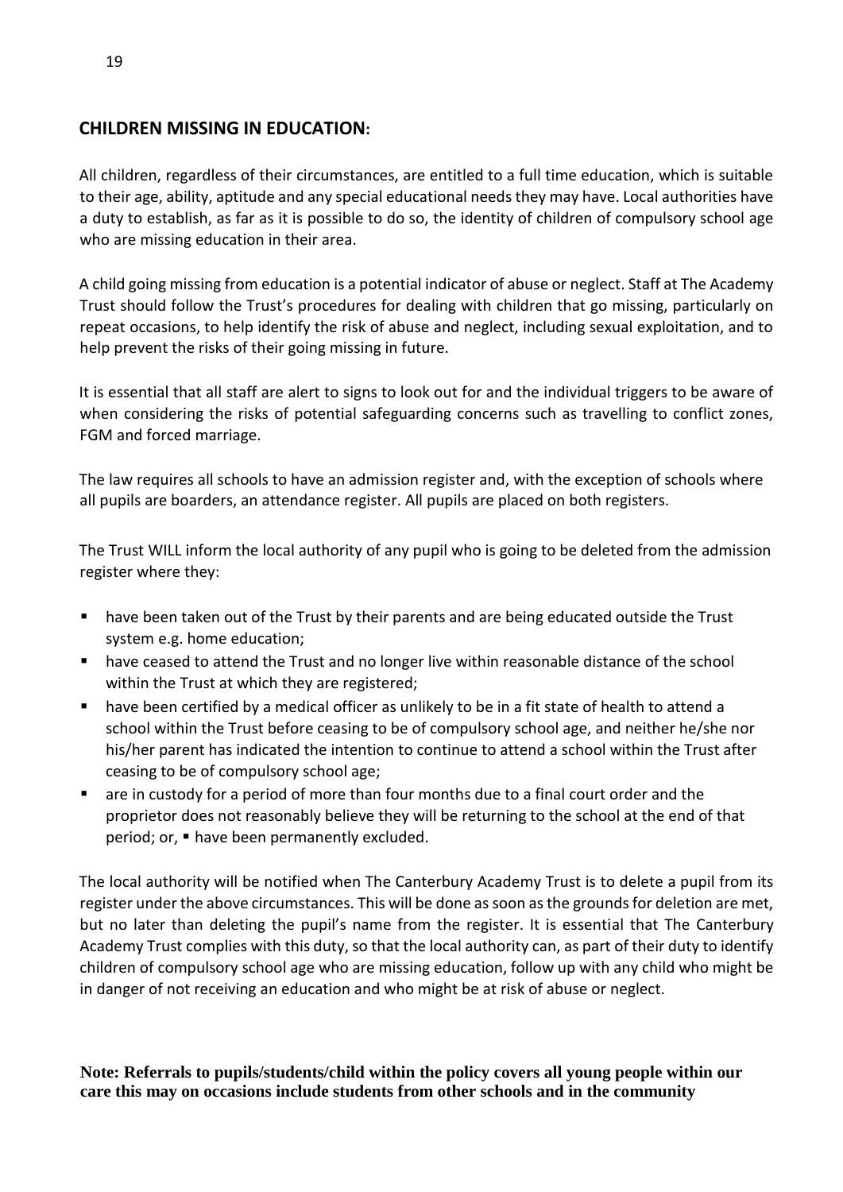## CHILDREN MISSING IN EDUCATION:

All children, regardless of their circumstances, are entitled to a full time education, which is suitable to their age, ability, aptitude and any special educational needs they may have. Local authorities have a duty to establish, as far as it is possible to do so, the identity of children of compulsory school age who are missing education in their area.

A child going missing from education is a potential indicator of abuse or neglect. Staff at The Academy Trust should follow the Trust's procedures for dealing with children that go missing, particularly on repeat occasions, to help identify the risk of abuse and neglect, including sexual exploitation, and to help prevent the risks of their going missing in future.

It is essential that all staff are alert to signs to look out for and the individual triggers to be aware of when considering the risks of potential safeguarding concerns such as travelling to conflict zones, FGM and forced marriage.

The law requires all schools to have an admission register and, with the exception of schools where all pupils are boarders, an attendance register. All pupils are placed on both registers.

The Trust WILL inform the local authority of any pupil who is going to be deleted from the admission register where they:

- have been taken out of the Trust by their parents and are being educated outside the Trust system e.g. home education;
- have ceased to attend the Trust and no longer live within reasonable distance of the school within the Trust at which they are registered;
- have been certified by a medical officer as unlikely to be in a fit state of health to attend a school within the Trust before ceasing to be of compulsory school age, and neither he/she nor his/her parent has indicated the intention to continue to attend a school within the Trust after ceasing to be of compulsory school age;
- are in custody for a period of more than four months due to a final court order and the proprietor does not reasonably believe they will be returning to the school at the end of that period; or, ▪ have been permanently excluded.

The local authority will be notified when The Canterbury Academy Trust is to delete a pupil from its register under the above circumstances. This will be done as soon as the grounds for deletion are met, but no later than deleting the pupil's name from the register. It is essential that The Canterbury Academy Trust complies with this duty, so that the local authority can, as part of their duty to identify children of compulsory school age who are missing education, follow up with any child who might be in danger of not receiving an education and who might be at risk of abuse or neglect.

**Note: Referrals to pupils/students/child within the policy covers all young people within our care this may on occasions include students from other schools and in the community**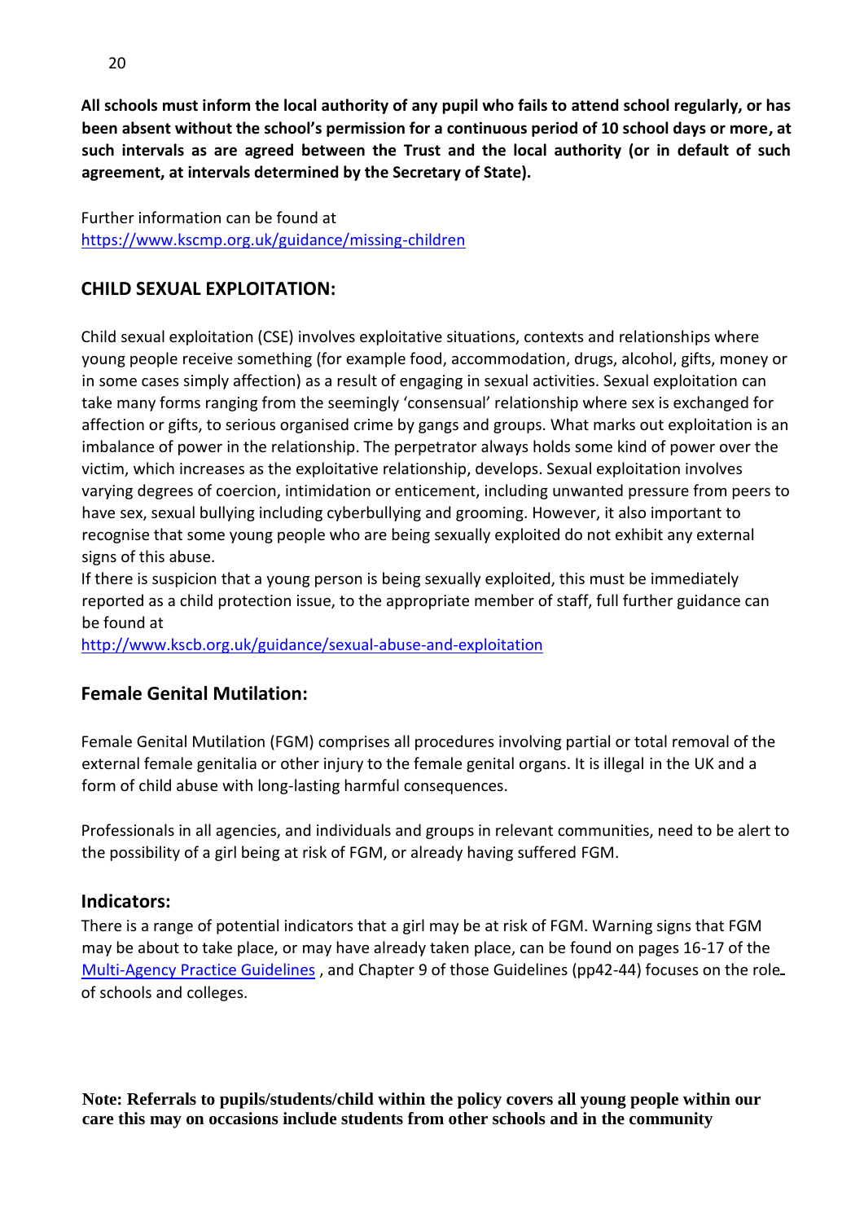**All schools must inform the local authority of any pupil who fails to attend school regularly, or has been absent without the school's permission for a continuous period of 10 school days or more, at such intervals as are agreed between the Trust and the local authority (or in default of such agreement, at intervals determined by the Secretary of State).**

Further information can be found at
[https://www.kscmp.org.uk/guidance/missing-children](https://www.kscmp.org.uk/guidance/missing-children)

## CHILD SEXUAL EXPLOITATION:

Child sexual exploitation (CSE) involves exploitative situations, contexts and relationships where young people receive something (for example food, accommodation, drugs, alcohol, gifts, money or in some cases simply affection) as a result of engaging in sexual activities. Sexual exploitation can take many forms ranging from the seemingly 'consensual' relationship where sex is exchanged for affection or gifts, to serious organised crime by gangs and groups. What marks out exploitation is an imbalance of power in the relationship. The perpetrator always holds some kind of power over the victim, which increases as the exploitative relationship, develops. Sexual exploitation involves varying degrees of coercion, intimidation or enticement, including unwanted pressure from peers to have sex, sexual bullying including cyberbullying and grooming. However, it also important to recognise that some young people who are being sexually exploited do not exhibit any external signs of this abuse.
If there is suspicion that a young person is being sexually exploited, this must be immediately reported as a child protection issue, to the appropriate member of staff, full further guidance can be found at
[http://www.kscb.org.uk/guidance/sexual-abuse-and-exploitation](http://www.kscb.org.uk/guidance/sexual-abuse-and-exploitation)

## Female Genital Mutilation:

Female Genital Mutilation (FGM) comprises all procedures involving partial or total removal of the external female genitalia or other injury to the female genital organs. It is illegal in the UK and a form of child abuse with long-lasting harmful consequences.

Professionals in all agencies, and individuals and groups in relevant communities, need to be alert to the possibility of a girl being at risk of FGM, or already having suffered FGM.

### Indicators:

There is a range of potential indicators that a girl may be at risk of FGM. Warning signs that FGM may be about to take place, or may have already taken place, can be found on pages 16-17 of the Multi-Agency Practice Guidelines , and Chapter 9 of those Guidelines (pp42-44) focuses on the role of schools and colleges.

**Note: Referrals to pupils/students/child within the policy covers all young people within our care this may on occasions include students from other schools and in the community**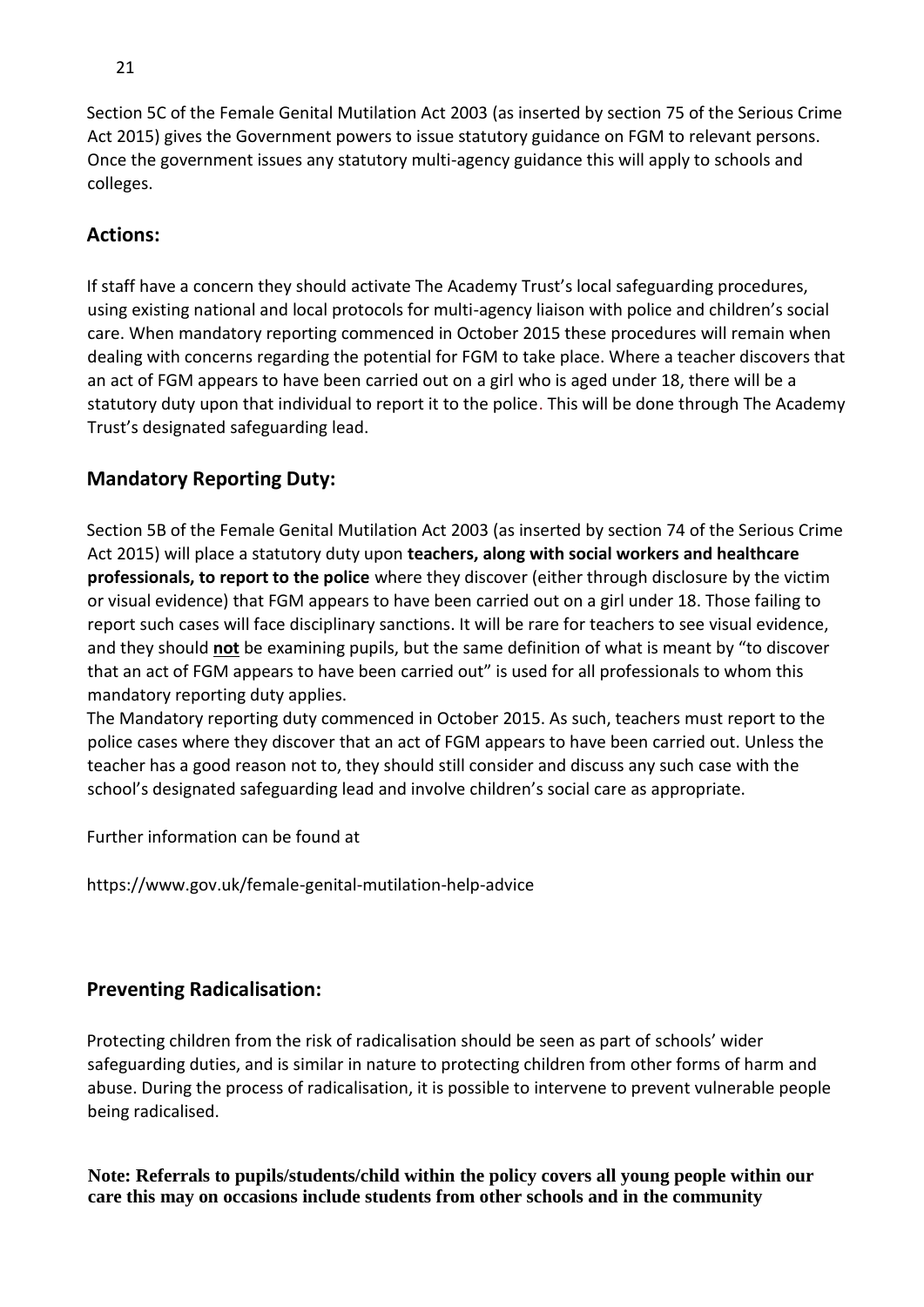Section 5C of the Female Genital Mutilation Act 2003 (as inserted by section 75 of the Serious Crime Act 2015) gives the Government powers to issue statutory guidance on FGM to relevant persons. Once the government issues any statutory multi-agency guidance this will apply to schools and colleges.

## Actions:

If staff have a concern they should activate The Academy Trust's local safeguarding procedures, using existing national and local protocols for multi-agency liaison with police and children's social care. When mandatory reporting commenced in October 2015 these procedures will remain when dealing with concerns regarding the potential for FGM to take place. Where a teacher discovers that an act of FGM appears to have been carried out on a girl who is aged under 18, there will be a statutory duty upon that individual to report it to the police. This will be done through The Academy Trust's designated safeguarding lead.

## Mandatory Reporting Duty:

Section 5B of the Female Genital Mutilation Act 2003 (as inserted by section 74 of the Serious Crime Act 2015) will place a statutory duty upon **teachers, along with social workers and healthcare professionals, to report to the police** where they discover (either through disclosure by the victim or visual evidence) that FGM appears to have been carried out on a girl under 18. Those failing to report such cases will face disciplinary sanctions. It will be rare for teachers to see visual evidence, and they should **not** be examining pupils, but the same definition of what is meant by "to discover that an act of FGM appears to have been carried out" is used for all professionals to whom this mandatory reporting duty applies.

The Mandatory reporting duty commenced in October 2015. As such, teachers must report to the police cases where they discover that an act of FGM appears to have been carried out. Unless the teacher has a good reason not to, they should still consider and discuss any such case with the school's designated safeguarding lead and involve children's social care as appropriate.

Further information can be found at

https://www.gov.uk/female-genital-mutilation-help-advice

## Preventing Radicalisation:

Protecting children from the risk of radicalisation should be seen as part of schools' wider safeguarding duties, and is similar in nature to protecting children from other forms of harm and abuse. During the process of radicalisation, it is possible to intervene to prevent vulnerable people being radicalised.

**Note: Referrals to pupils/students/child within the policy covers all young people within our care this may on occasions include students from other schools and in the community**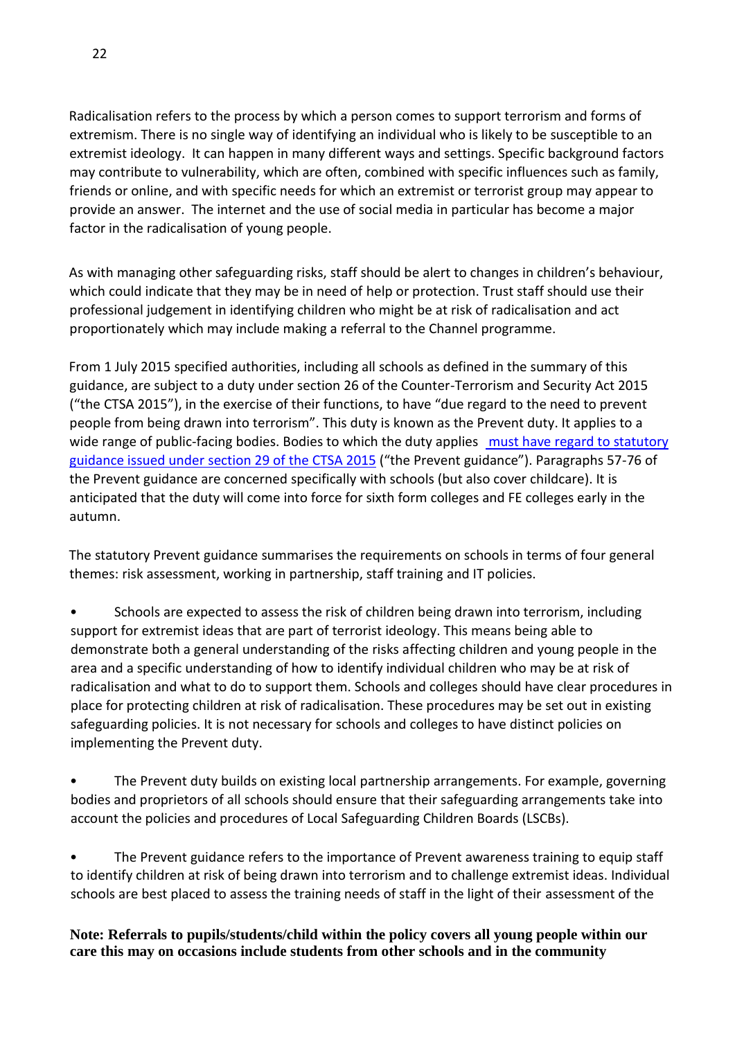Radicalisation refers to the process by which a person comes to support terrorism and forms of extremism. There is no single way of identifying an individual who is likely to be susceptible to an extremist ideology. It can happen in many different ways and settings. Specific background factors may contribute to vulnerability, which are often, combined with specific influences such as family, friends or online, and with specific needs for which an extremist or terrorist group may appear to provide an answer. The internet and the use of social media in particular has become a major factor in the radicalisation of young people.

As with managing other safeguarding risks, staff should be alert to changes in children's behaviour, which could indicate that they may be in need of help or protection. Trust staff should use their professional judgement in identifying children who might be at risk of radicalisation and act proportionately which may include making a referral to the Channel programme.

From 1 July 2015 specified authorities, including all schools as defined in the summary of this guidance, are subject to a duty under section 26 of the Counter-Terrorism and Security Act 2015 ("the CTSA 2015"), in the exercise of their functions, to have "due regard to the need to prevent people from being drawn into terrorism". This duty is known as the Prevent duty. It applies to a wide range of public-facing bodies. Bodies to which the duty applies must have regard to statutory guidance issued under section 29 of the CTSA 2015 ("the Prevent guidance"). Paragraphs 57-76 of the Prevent guidance are concerned specifically with schools (but also cover childcare). It is anticipated that the duty will come into force for sixth form colleges and FE colleges early in the autumn.

The statutory Prevent guidance summarises the requirements on schools in terms of four general themes: risk assessment, working in partnership, staff training and IT policies.

- Schools are expected to assess the risk of children being drawn into terrorism, including support for extremist ideas that are part of terrorist ideology. This means being able to demonstrate both a general understanding of the risks affecting children and young people in the area and a specific understanding of how to identify individual children who may be at risk of radicalisation and what to do to support them. Schools and colleges should have clear procedures in place for protecting children at risk of radicalisation. These procedures may be set out in existing safeguarding policies. It is not necessary for schools and colleges to have distinct policies on implementing the Prevent duty.

- The Prevent duty builds on existing local partnership arrangements. For example, governing bodies and proprietors of all schools should ensure that their safeguarding arrangements take into account the policies and procedures of Local Safeguarding Children Boards (LSCBs).

- The Prevent guidance refers to the importance of Prevent awareness training to equip staff to identify children at risk of being drawn into terrorism and to challenge extremist ideas. Individual schools are best placed to assess the training needs of staff in the light of their assessment of the

**Note: Referrals to pupils/students/child within the policy covers all young people within our care this may on occasions include students from other schools and in the community**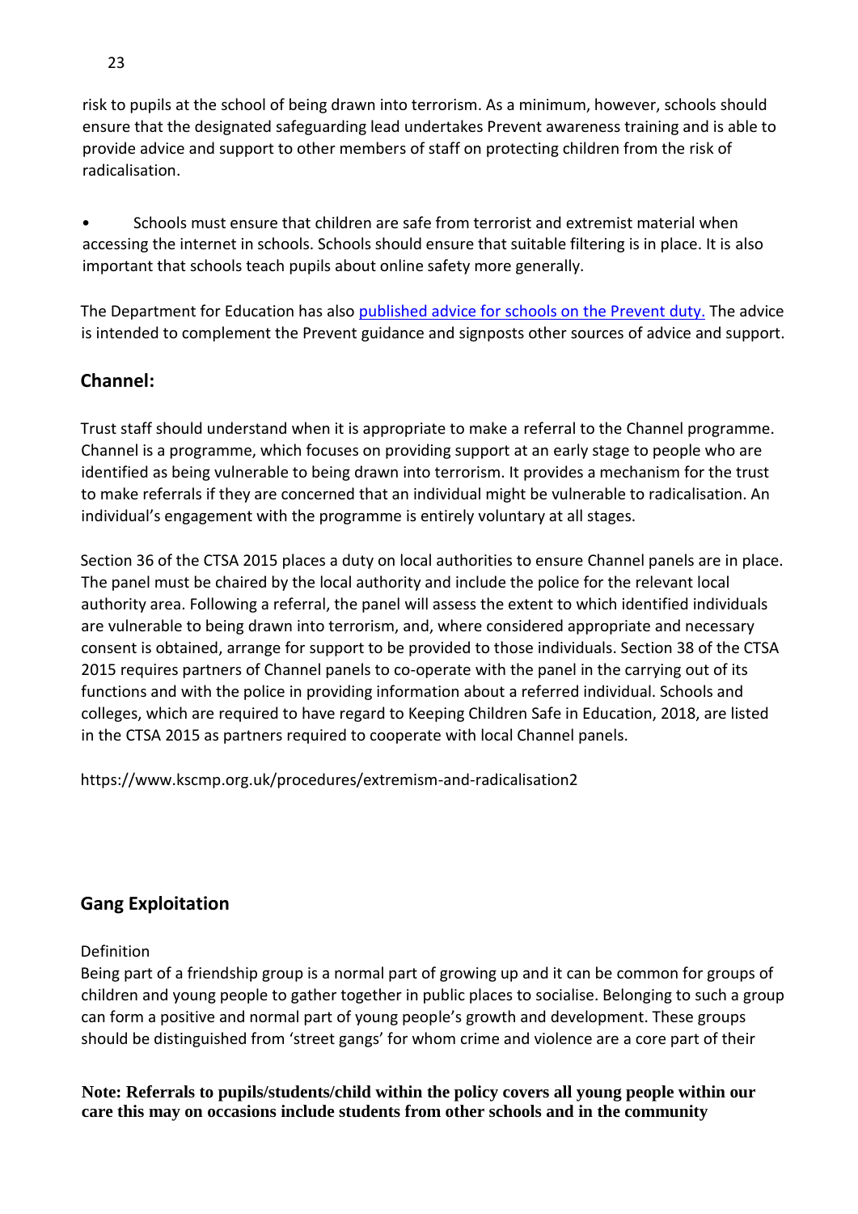risk to pupils at the school of being drawn into terrorism. As a minimum, however, schools should ensure that the designated safeguarding lead undertakes Prevent awareness training and is able to provide advice and support to other members of staff on protecting children from the risk of radicalisation.

- Schools must ensure that children are safe from terrorist and extremist material when accessing the internet in schools. Schools should ensure that suitable filtering is in place. It is also important that schools teach pupils about online safety more generally.

The Department for Education has also published advice for schools on the Prevent duty. The advice is intended to complement the Prevent guidance and signposts other sources of advice and support.

## Channel:

Trust staff should understand when it is appropriate to make a referral to the Channel programme. Channel is a programme, which focuses on providing support at an early stage to people who are identified as being vulnerable to being drawn into terrorism. It provides a mechanism for the trust to make referrals if they are concerned that an individual might be vulnerable to radicalisation. An individual's engagement with the programme is entirely voluntary at all stages.

Section 36 of the CTSA 2015 places a duty on local authorities to ensure Channel panels are in place. The panel must be chaired by the local authority and include the police for the relevant local authority area. Following a referral, the panel will assess the extent to which identified individuals are vulnerable to being drawn into terrorism, and, where considered appropriate and necessary consent is obtained, arrange for support to be provided to those individuals. Section 38 of the CTSA 2015 requires partners of Channel panels to co-operate with the panel in the carrying out of its functions and with the police in providing information about a referred individual. Schools and colleges, which are required to have regard to Keeping Children Safe in Education, 2018, are listed in the CTSA 2015 as partners required to cooperate with local Channel panels.

https://www.kscmp.org.uk/procedures/extremism-and-radicalisation2

## Gang Exploitation

Definition

Being part of a friendship group is a normal part of growing up and it can be common for groups of children and young people to gather together in public places to socialise. Belonging to such a group can form a positive and normal part of young people's growth and development. These groups should be distinguished from 'street gangs' for whom crime and violence are a core part of their

**Note: Referrals to pupils/students/child within the policy covers all young people within our care this may on occasions include students from other schools and in the community**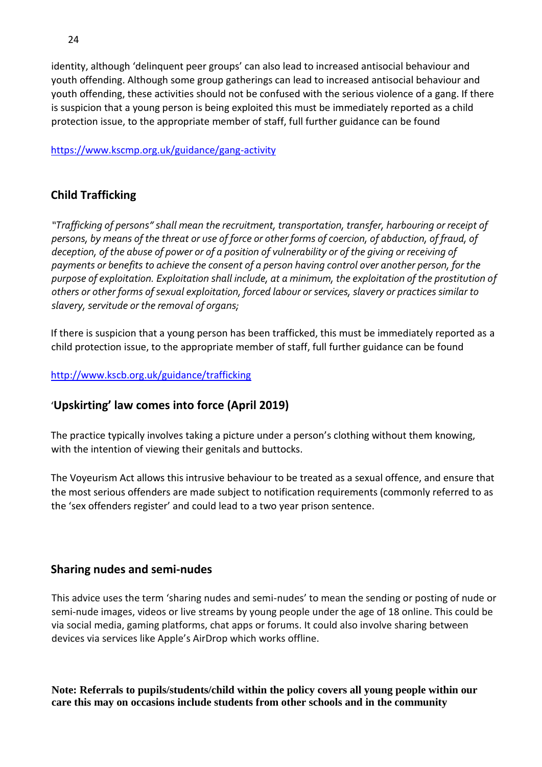identity, although 'delinquent peer groups' can also lead to increased antisocial behaviour and youth offending. Although some group gatherings can lead to increased antisocial behaviour and youth offending, these activities should not be confused with the serious violence of a gang. If there is suspicion that a young person is being exploited this must be immediately reported as a child protection issue, to the appropriate member of staff, full further guidance can be found

https://www.kscmp.org.uk/guidance/gang-activity

## Child Trafficking

*"Trafficking of persons" shall mean the recruitment, transportation, transfer, harbouring or receipt of persons, by means of the threat or use of force or other forms of coercion, of abduction, of fraud, of deception, of the abuse of power or of a position of vulnerability or of the giving or receiving of payments or benefits to achieve the consent of a person having control over another person, for the purpose of exploitation. Exploitation shall include, at a minimum, the exploitation of the prostitution of others or other forms of sexual exploitation, forced labour or services, slavery or practices similar to slavery, servitude or the removal of organs;*

If there is suspicion that a young person has been trafficked, this must be immediately reported as a child protection issue, to the appropriate member of staff, full further guidance can be found

http://www.kscb.org.uk/guidance/trafficking

## 'Upskirting' law comes into force (April 2019)

The practice typically involves taking a picture under a person's clothing without them knowing, with the intention of viewing their genitals and buttocks.

The Voyeurism Act allows this intrusive behaviour to be treated as a sexual offence, and ensure that the most serious offenders are made subject to notification requirements (commonly referred to as the 'sex offenders register' and could lead to a two year prison sentence.

## Sharing nudes and semi-nudes

This advice uses the term 'sharing nudes and semi-nudes' to mean the sending or posting of nude or semi-nude images, videos or live streams by young people under the age of 18 online. This could be via social media, gaming platforms, chat apps or forums. It could also involve sharing between devices via services like Apple's AirDrop which works offline.

**Note: Referrals to pupils/students/child within the policy covers all young people within our care this may on occasions include students from other schools and in the community**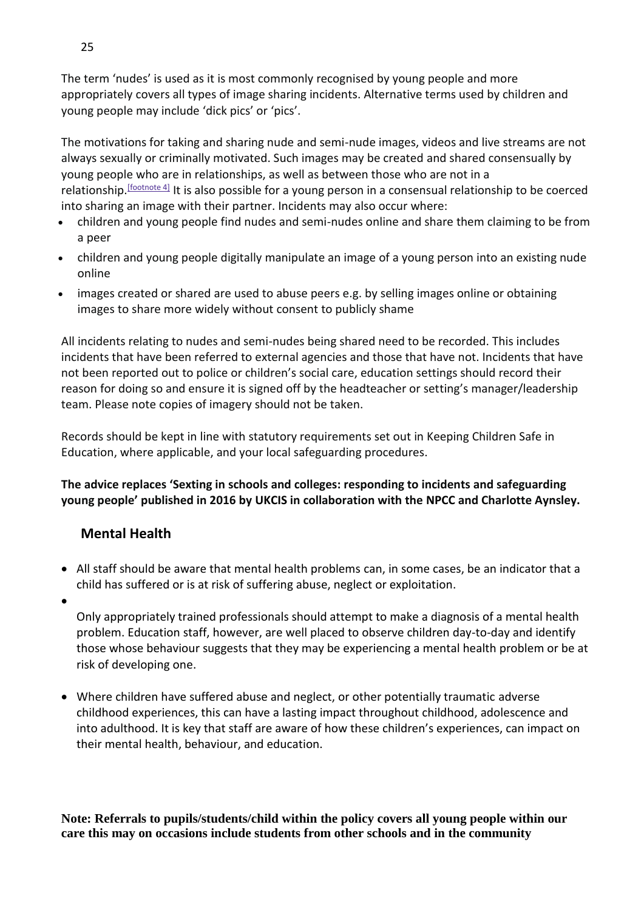The term 'nudes' is used as it is most commonly recognised by young people and more appropriately covers all types of image sharing incidents. Alternative terms used by children and young people may include 'dick pics' or 'pics'.

The motivations for taking and sharing nude and semi-nude images, videos and live streams are not always sexually or criminally motivated. Such images may be created and shared consensually by young people who are in relationships, as well as between those who are not in a relationship.[footnote 4] It is also possible for a young person in a consensual relationship to be coerced into sharing an image with their partner. Incidents may also occur where:

- children and young people find nudes and semi-nudes online and share them claiming to be from a peer
- children and young people digitally manipulate an image of a young person into an existing nude online
- images created or shared are used to abuse peers e.g. by selling images online or obtaining images to share more widely without consent to publicly shame

All incidents relating to nudes and semi-nudes being shared need to be recorded. This includes incidents that have been referred to external agencies and those that have not. Incidents that have not been reported out to police or children's social care, education settings should record their reason for doing so and ensure it is signed off by the headteacher or setting's manager/leadership team. Please note copies of imagery should not be taken.

Records should be kept in line with statutory requirements set out in Keeping Children Safe in Education, where applicable, and your local safeguarding procedures.

**The advice replaces 'Sexting in schools and colleges: responding to incidents and safeguarding young people' published in 2016 by UKCIS in collaboration with the NPCC and Charlotte Aynsley.**

## Mental Health

- All staff should be aware that mental health problems can, in some cases, be an indicator that a child has suffered or is at risk of suffering abuse, neglect or exploitation.
- Only appropriately trained professionals should attempt to make a diagnosis of a mental health problem. Education staff, however, are well placed to observe children day-to-day and identify those whose behaviour suggests that they may be experiencing a mental health problem or be at risk of developing one.
- Where children have suffered abuse and neglect, or other potentially traumatic adverse childhood experiences, this can have a lasting impact throughout childhood, adolescence and into adulthood. It is key that staff are aware of how these children's experiences, can impact on their mental health, behaviour, and education.

**Note: Referrals to pupils/students/child within the policy covers all young people within our care this may on occasions include students from other schools and in the community**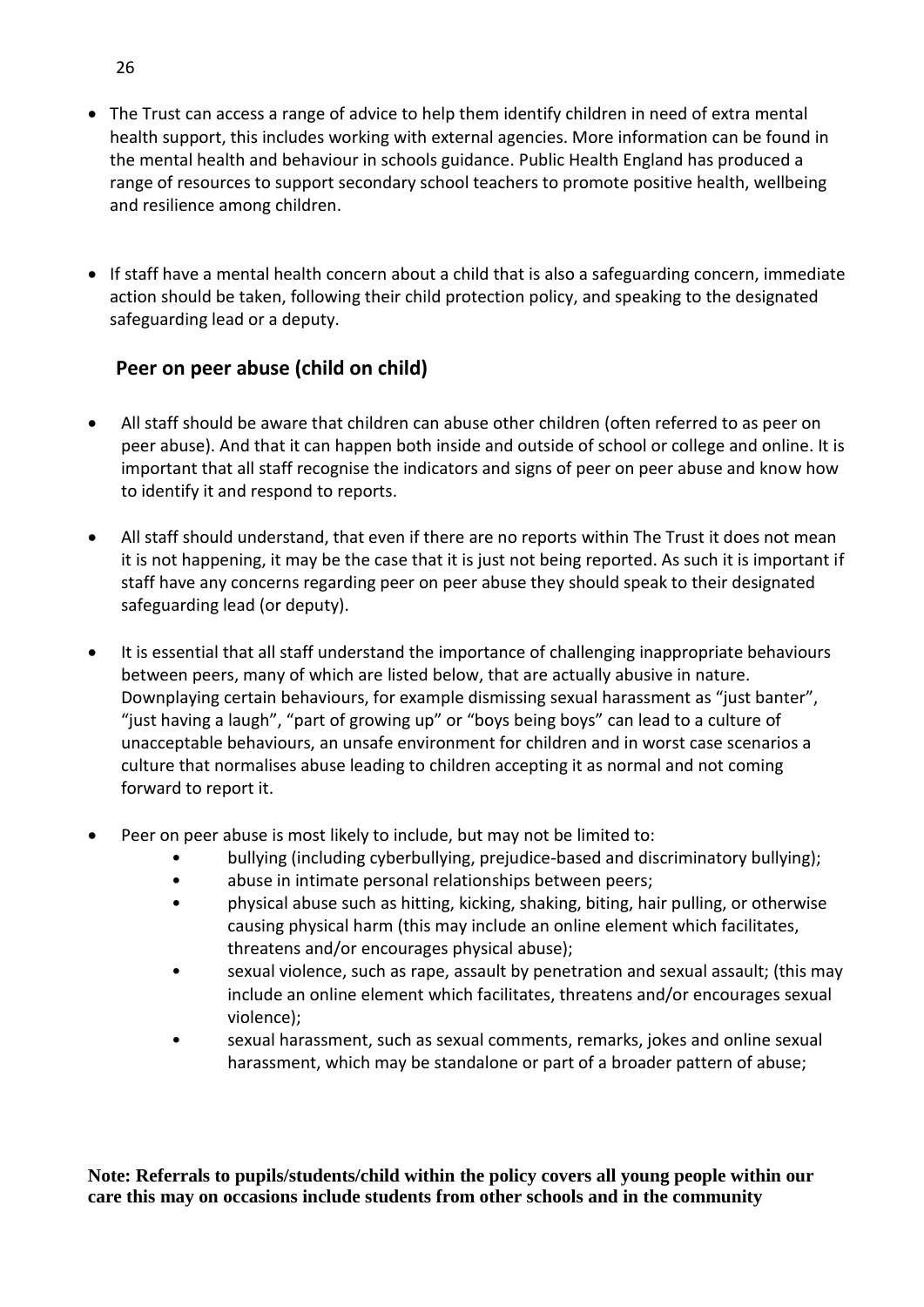- The Trust can access a range of advice to help them identify children in need of extra mental health support, this includes working with external agencies. More information can be found in the mental health and behaviour in schools guidance. Public Health England has produced a range of resources to support secondary school teachers to promote positive health, wellbeing and resilience among children.

- If staff have a mental health concern about a child that is also a safeguarding concern, immediate action should be taken, following their child protection policy, and speaking to the designated safeguarding lead or a deputy.

## Peer on peer abuse (child on child)

- All staff should be aware that children can abuse other children (often referred to as peer on peer abuse). And that it can happen both inside and outside of school or college and online. It is important that all staff recognise the indicators and signs of peer on peer abuse and know how to identify it and respond to reports.

- All staff should understand, that even if there are no reports within The Trust it does not mean it is not happening, it may be the case that it is just not being reported. As such it is important if staff have any concerns regarding peer on peer abuse they should speak to their designated safeguarding lead (or deputy).

- It is essential that all staff understand the importance of challenging inappropriate behaviours between peers, many of which are listed below, that are actually abusive in nature. Downplaying certain behaviours, for example dismissing sexual harassment as "just banter", "just having a laugh", "part of growing up" or "boys being boys" can lead to a culture of unacceptable behaviours, an unsafe environment for children and in worst case scenarios a culture that normalises abuse leading to children accepting it as normal and not coming forward to report it.

- Peer on peer abuse is most likely to include, but may not be limited to:
  - bullying (including cyberbullying, prejudice-based and discriminatory bullying);
  - abuse in intimate personal relationships between peers;
  - physical abuse such as hitting, kicking, shaking, biting, hair pulling, or otherwise causing physical harm (this may include an online element which facilitates, threatens and/or encourages physical abuse);
  - sexual violence, such as rape, assault by penetration and sexual assault; (this may include an online element which facilitates, threatens and/or encourages sexual violence);
  - sexual harassment, such as sexual comments, remarks, jokes and online sexual harassment, which may be standalone or part of a broader pattern of abuse;

**Note: Referrals to pupils/students/child within the policy covers all young people within our care this may on occasions include students from other schools and in the community**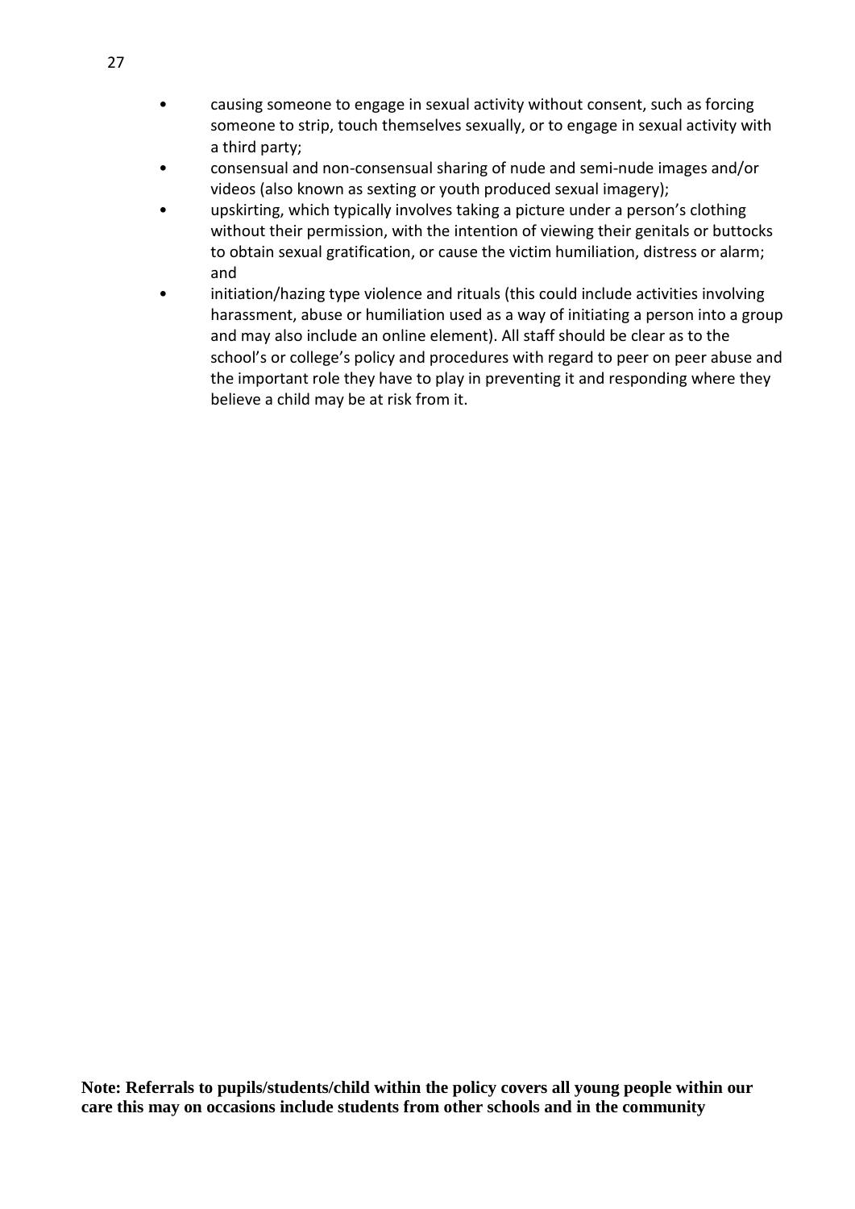- causing someone to engage in sexual activity without consent, such as forcing someone to strip, touch themselves sexually, or to engage in sexual activity with a third party;
- consensual and non-consensual sharing of nude and semi-nude images and/or videos (also known as sexting or youth produced sexual imagery);
- upskirting, which typically involves taking a picture under a person's clothing without their permission, with the intention of viewing their genitals or buttocks to obtain sexual gratification, or cause the victim humiliation, distress or alarm; and
- initiation/hazing type violence and rituals (this could include activities involving harassment, abuse or humiliation used as a way of initiating a person into a group and may also include an online element). All staff should be clear as to the school's or college's policy and procedures with regard to peer on peer abuse and the important role they have to play in preventing it and responding where they believe a child may be at risk from it.

**Note: Referrals to pupils/students/child within the policy covers all young people within our care this may on occasions include students from other schools and in the community**